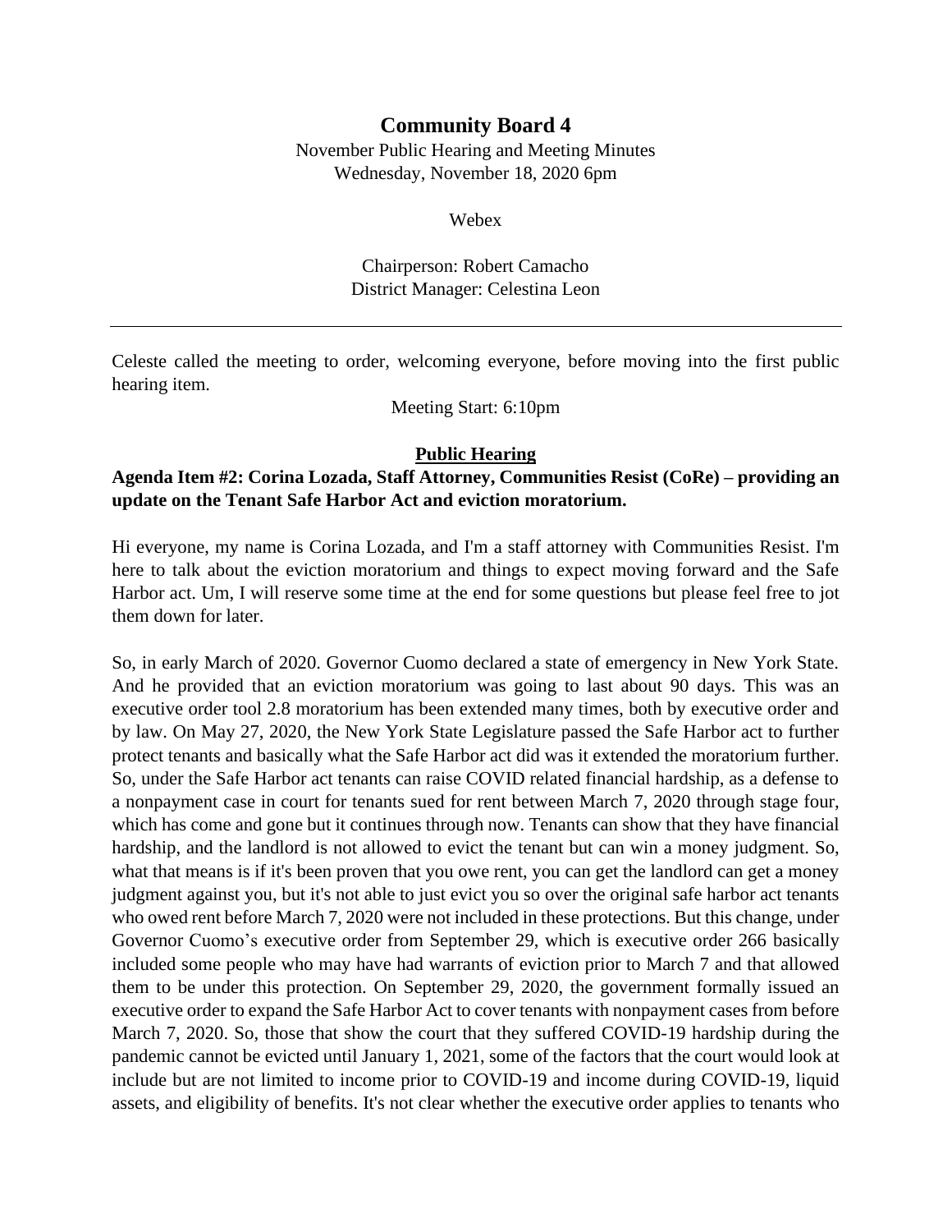# Community Board 4

November Public Hearing and Meeting Minutes
Wednesday, November 18, 2020 6pm

Webex

Chairperson: Robert Camacho
District Manager: Celestina Leon

---

Celeste called the meeting to order, welcoming everyone, before moving into the first public hearing item.

Meeting Start: 6:10pm

## Public Hearing

**Agenda Item #2: Corina Lozada, Staff Attorney, Communities Resist (CoRe) – providing an update on the Tenant Safe Harbor Act and eviction moratorium.**

Hi everyone, my name is Corina Lozada, and I'm a staff attorney with Communities Resist. I'm here to talk about the eviction moratorium and things to expect moving forward and the Safe Harbor act. Um, I will reserve some time at the end for some questions but please feel free to jot them down for later.

So, in early March of 2020. Governor Cuomo declared a state of emergency in New York State. And he provided that an eviction moratorium was going to last about 90 days. This was an executive order tool 2.8 moratorium has been extended many times, both by executive order and by law. On May 27, 2020, the New York State Legislature passed the Safe Harbor act to further protect tenants and basically what the Safe Harbor act did was it extended the moratorium further. So, under the Safe Harbor act tenants can raise COVID related financial hardship, as a defense to a nonpayment case in court for tenants sued for rent between March 7, 2020 through stage four, which has come and gone but it continues through now. Tenants can show that they have financial hardship, and the landlord is not allowed to evict the tenant but can win a money judgment. So, what that means is if it's been proven that you owe rent, you can get the landlord can get a money judgment against you, but it's not able to just evict you so over the original safe harbor act tenants who owed rent before March 7, 2020 were not included in these protections. But this change, under Governor Cuomo's executive order from September 29, which is executive order 266 basically included some people who may have had warrants of eviction prior to March 7 and that allowed them to be under this protection. On September 29, 2020, the government formally issued an executive order to expand the Safe Harbor Act to cover tenants with nonpayment cases from before March 7, 2020. So, those that show the court that they suffered COVID-19 hardship during the pandemic cannot be evicted until January 1, 2021, some of the factors that the court would look at include but are not limited to income prior to COVID-19 and income during COVID-19, liquid assets, and eligibility of benefits. It's not clear whether the executive order applies to tenants who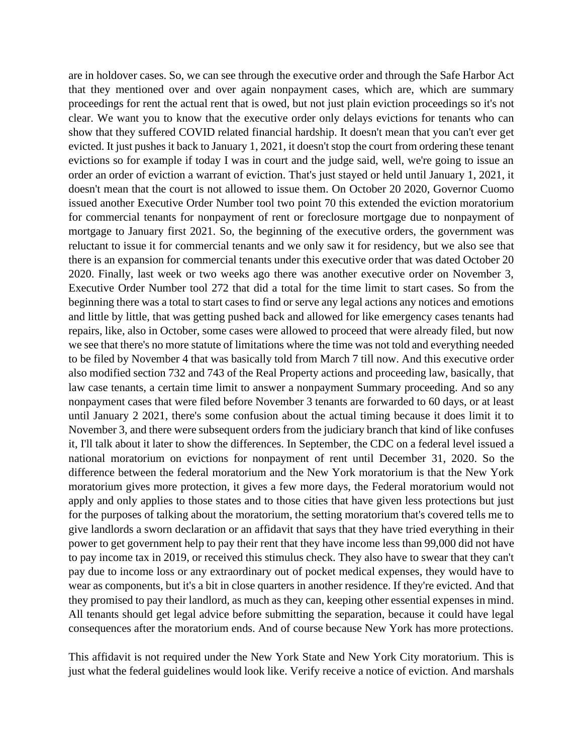are in holdover cases. So, we can see through the executive order and through the Safe Harbor Act that they mentioned over and over again nonpayment cases, which are, which are summary proceedings for rent the actual rent that is owed, but not just plain eviction proceedings so it's not clear. We want you to know that the executive order only delays evictions for tenants who can show that they suffered COVID related financial hardship. It doesn't mean that you can't ever get evicted. It just pushes it back to January 1, 2021, it doesn't stop the court from ordering these tenant evictions so for example if today I was in court and the judge said, well, we're going to issue an order an order of eviction a warrant of eviction. That's just stayed or held until January 1, 2021, it doesn't mean that the court is not allowed to issue them. On October 20 2020, Governor Cuomo issued another Executive Order Number tool two point 70 this extended the eviction moratorium for commercial tenants for nonpayment of rent or foreclosure mortgage due to nonpayment of mortgage to January first 2021. So, the beginning of the executive orders, the government was reluctant to issue it for commercial tenants and we only saw it for residency, but we also see that there is an expansion for commercial tenants under this executive order that was dated October 20 2020. Finally, last week or two weeks ago there was another executive order on November 3, Executive Order Number tool 272 that did a total for the time limit to start cases. So from the beginning there was a total to start cases to find or serve any legal actions any notices and emotions and little by little, that was getting pushed back and allowed for like emergency cases tenants had repairs, like, also in October, some cases were allowed to proceed that were already filed, but now we see that there's no more statute of limitations where the time was not told and everything needed to be filed by November 4 that was basically told from March 7 till now. And this executive order also modified section 732 and 743 of the Real Property actions and proceeding law, basically, that law case tenants, a certain time limit to answer a nonpayment Summary proceeding. And so any nonpayment cases that were filed before November 3 tenants are forwarded to 60 days, or at least until January 2 2021, there's some confusion about the actual timing because it does limit it to November 3, and there were subsequent orders from the judiciary branch that kind of like confuses it, I'll talk about it later to show the differences. In September, the CDC on a federal level issued a national moratorium on evictions for nonpayment of rent until December 31, 2020. So the difference between the federal moratorium and the New York moratorium is that the New York moratorium gives more protection, it gives a few more days, the Federal moratorium would not apply and only applies to those states and to those cities that have given less protections but just for the purposes of talking about the moratorium, the setting moratorium that's covered tells me to give landlords a sworn declaration or an affidavit that says that they have tried everything in their power to get government help to pay their rent that they have income less than 99,000 did not have to pay income tax in 2019, or received this stimulus check. They also have to swear that they can't pay due to income loss or any extraordinary out of pocket medical expenses, they would have to wear as components, but it's a bit in close quarters in another residence. If they're evicted. And that they promised to pay their landlord, as much as they can, keeping other essential expenses in mind. All tenants should get legal advice before submitting the separation, because it could have legal consequences after the moratorium ends. And of course because New York has more protections.

This affidavit is not required under the New York State and New York City moratorium. This is just what the federal guidelines would look like. Verify receive a notice of eviction. And marshals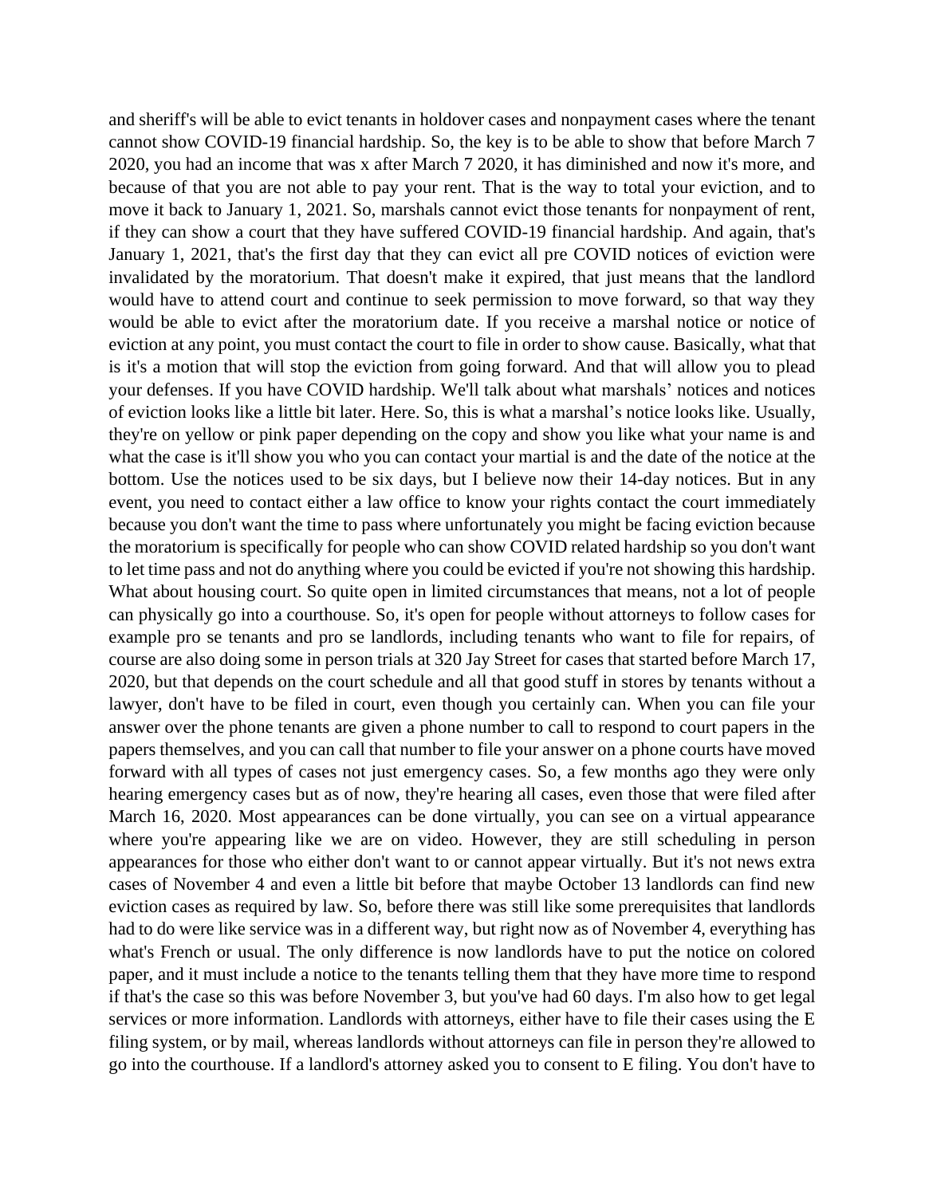and sheriff's will be able to evict tenants in holdover cases and nonpayment cases where the tenant cannot show COVID-19 financial hardship. So, the key is to be able to show that before March 7 2020, you had an income that was x after March 7 2020, it has diminished and now it's more, and because of that you are not able to pay your rent. That is the way to total your eviction, and to move it back to January 1, 2021. So, marshals cannot evict those tenants for nonpayment of rent, if they can show a court that they have suffered COVID-19 financial hardship. And again, that's January 1, 2021, that's the first day that they can evict all pre COVID notices of eviction were invalidated by the moratorium. That doesn't make it expired, that just means that the landlord would have to attend court and continue to seek permission to move forward, so that way they would be able to evict after the moratorium date. If you receive a marshal notice or notice of eviction at any point, you must contact the court to file in order to show cause. Basically, what that is it's a motion that will stop the eviction from going forward. And that will allow you to plead your defenses. If you have COVID hardship. We'll talk about what marshals' notices and notices of eviction looks like a little bit later. Here. So, this is what a marshal's notice looks like. Usually, they're on yellow or pink paper depending on the copy and show you like what your name is and what the case is it'll show you who you can contact your martial is and the date of the notice at the bottom. Use the notices used to be six days, but I believe now their 14-day notices. But in any event, you need to contact either a law office to know your rights contact the court immediately because you don't want the time to pass where unfortunately you might be facing eviction because the moratorium is specifically for people who can show COVID related hardship so you don't want to let time pass and not do anything where you could be evicted if you're not showing this hardship. What about housing court. So quite open in limited circumstances that means, not a lot of people can physically go into a courthouse. So, it's open for people without attorneys to follow cases for example pro se tenants and pro se landlords, including tenants who want to file for repairs, of course are also doing some in person trials at 320 Jay Street for cases that started before March 17, 2020, but that depends on the court schedule and all that good stuff in stores by tenants without a lawyer, don't have to be filed in court, even though you certainly can. When you can file your answer over the phone tenants are given a phone number to call to respond to court papers in the papers themselves, and you can call that number to file your answer on a phone courts have moved forward with all types of cases not just emergency cases. So, a few months ago they were only hearing emergency cases but as of now, they're hearing all cases, even those that were filed after March 16, 2020. Most appearances can be done virtually, you can see on a virtual appearance where you're appearing like we are on video. However, they are still scheduling in person appearances for those who either don't want to or cannot appear virtually. But it's not news extra cases of November 4 and even a little bit before that maybe October 13 landlords can find new eviction cases as required by law. So, before there was still like some prerequisites that landlords had to do were like service was in a different way, but right now as of November 4, everything has what's French or usual. The only difference is now landlords have to put the notice on colored paper, and it must include a notice to the tenants telling them that they have more time to respond if that's the case so this was before November 3, but you've had 60 days. I'm also how to get legal services or more information. Landlords with attorneys, either have to file their cases using the E filing system, or by mail, whereas landlords without attorneys can file in person they're allowed to go into the courthouse. If a landlord's attorney asked you to consent to E filing. You don't have to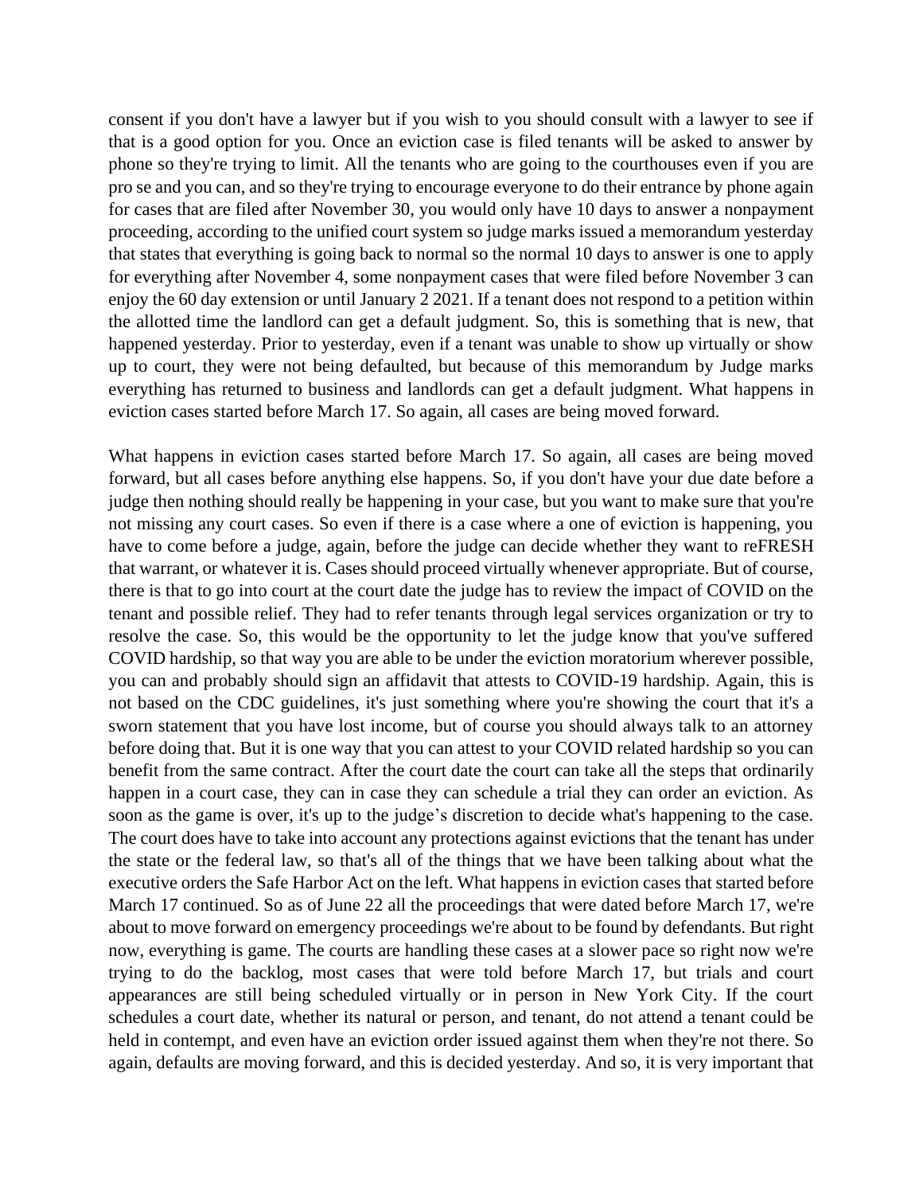consent if you don't have a lawyer but if you wish to you should consult with a lawyer to see if that is a good option for you. Once an eviction case is filed tenants will be asked to answer by phone so they're trying to limit. All the tenants who are going to the courthouses even if you are pro se and you can, and so they're trying to encourage everyone to do their entrance by phone again for cases that are filed after November 30, you would only have 10 days to answer a nonpayment proceeding, according to the unified court system so judge marks issued a memorandum yesterday that states that everything is going back to normal so the normal 10 days to answer is one to apply for everything after November 4, some nonpayment cases that were filed before November 3 can enjoy the 60 day extension or until January 2 2021. If a tenant does not respond to a petition within the allotted time the landlord can get a default judgment. So, this is something that is new, that happened yesterday. Prior to yesterday, even if a tenant was unable to show up virtually or show up to court, they were not being defaulted, but because of this memorandum by Judge marks everything has returned to business and landlords can get a default judgment. What happens in eviction cases started before March 17. So again, all cases are being moved forward.

What happens in eviction cases started before March 17. So again, all cases are being moved forward, but all cases before anything else happens. So, if you don't have your due date before a judge then nothing should really be happening in your case, but you want to make sure that you're not missing any court cases. So even if there is a case where a one of eviction is happening, you have to come before a judge, again, before the judge can decide whether they want to reFRESH that warrant, or whatever it is. Cases should proceed virtually whenever appropriate. But of course, there is that to go into court at the court date the judge has to review the impact of COVID on the tenant and possible relief. They had to refer tenants through legal services organization or try to resolve the case. So, this would be the opportunity to let the judge know that you've suffered COVID hardship, so that way you are able to be under the eviction moratorium wherever possible, you can and probably should sign an affidavit that attests to COVID-19 hardship. Again, this is not based on the CDC guidelines, it's just something where you're showing the court that it's a sworn statement that you have lost income, but of course you should always talk to an attorney before doing that. But it is one way that you can attest to your COVID related hardship so you can benefit from the same contract. After the court date the court can take all the steps that ordinarily happen in a court case, they can in case they can schedule a trial they can order an eviction. As soon as the game is over, it's up to the judge's discretion to decide what's happening to the case. The court does have to take into account any protections against evictions that the tenant has under the state or the federal law, so that's all of the things that we have been talking about what the executive orders the Safe Harbor Act on the left. What happens in eviction cases that started before March 17 continued. So as of June 22 all the proceedings that were dated before March 17, we're about to move forward on emergency proceedings we're about to be found by defendants. But right now, everything is game. The courts are handling these cases at a slower pace so right now we're trying to do the backlog, most cases that were told before March 17, but trials and court appearances are still being scheduled virtually or in person in New York City. If the court schedules a court date, whether its natural or person, and tenant, do not attend a tenant could be held in contempt, and even have an eviction order issued against them when they're not there. So again, defaults are moving forward, and this is decided yesterday. And so, it is very important that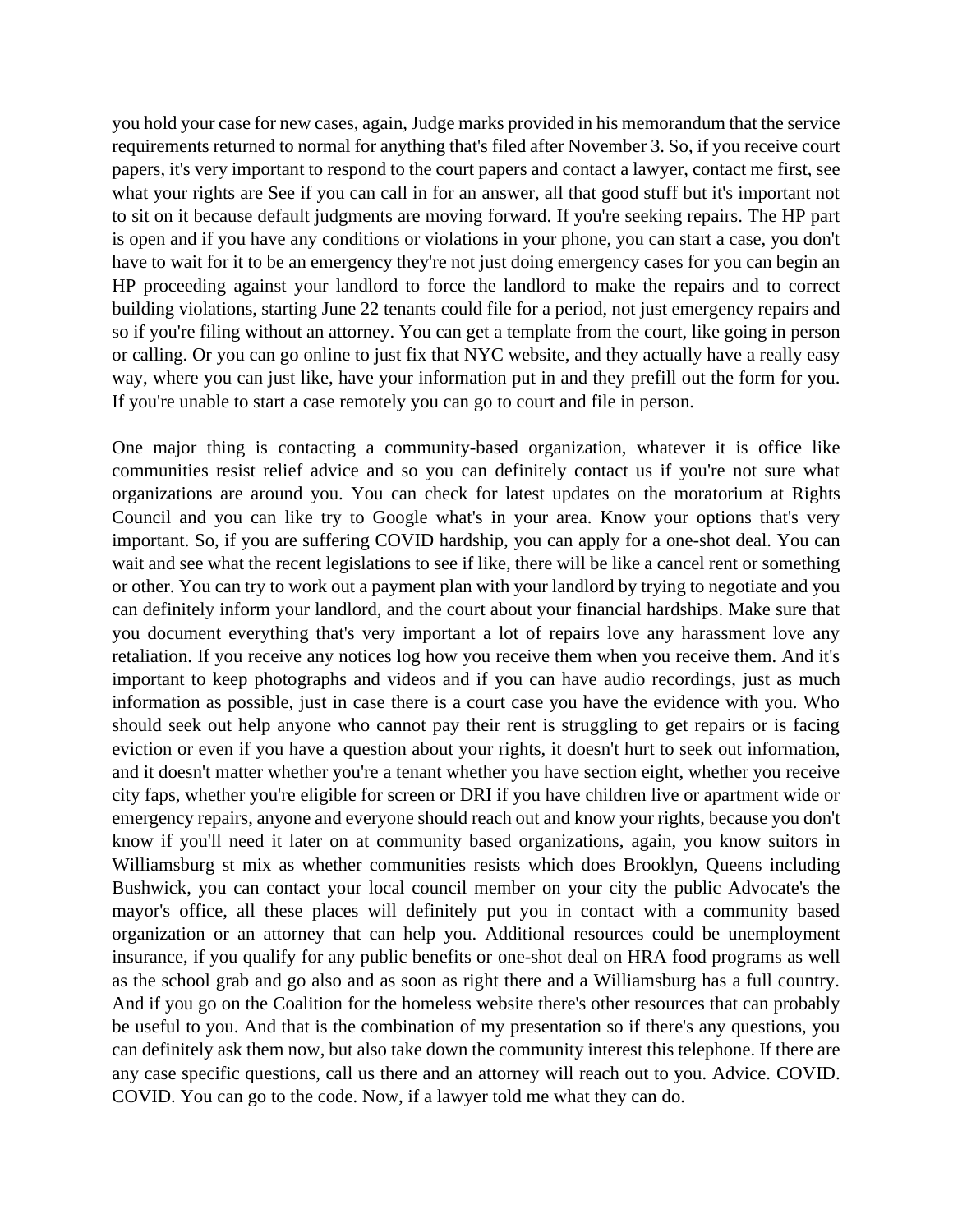you hold your case for new cases, again, Judge marks provided in his memorandum that the service requirements returned to normal for anything that's filed after November 3. So, if you receive court papers, it's very important to respond to the court papers and contact a lawyer, contact me first, see what your rights are See if you can call in for an answer, all that good stuff but it's important not to sit on it because default judgments are moving forward. If you're seeking repairs. The HP part is open and if you have any conditions or violations in your phone, you can start a case, you don't have to wait for it to be an emergency they're not just doing emergency cases for you can begin an HP proceeding against your landlord to force the landlord to make the repairs and to correct building violations, starting June 22 tenants could file for a period, not just emergency repairs and so if you're filing without an attorney. You can get a template from the court, like going in person or calling. Or you can go online to just fix that NYC website, and they actually have a really easy way, where you can just like, have your information put in and they prefill out the form for you. If you're unable to start a case remotely you can go to court and file in person.

One major thing is contacting a community-based organization, whatever it is office like communities resist relief advice and so you can definitely contact us if you're not sure what organizations are around you. You can check for latest updates on the moratorium at Rights Council and you can like try to Google what's in your area. Know your options that's very important. So, if you are suffering COVID hardship, you can apply for a one-shot deal. You can wait and see what the recent legislations to see if like, there will be like a cancel rent or something or other. You can try to work out a payment plan with your landlord by trying to negotiate and you can definitely inform your landlord, and the court about your financial hardships. Make sure that you document everything that's very important a lot of repairs love any harassment love any retaliation. If you receive any notices log how you receive them when you receive them. And it's important to keep photographs and videos and if you can have audio recordings, just as much information as possible, just in case there is a court case you have the evidence with you. Who should seek out help anyone who cannot pay their rent is struggling to get repairs or is facing eviction or even if you have a question about your rights, it doesn't hurt to seek out information, and it doesn't matter whether you're a tenant whether you have section eight, whether you receive city faps, whether you're eligible for screen or DRI if you have children live or apartment wide or emergency repairs, anyone and everyone should reach out and know your rights, because you don't know if you'll need it later on at community based organizations, again, you know suitors in Williamsburg st mix as whether communities resists which does Brooklyn, Queens including Bushwick, you can contact your local council member on your city the public Advocate's the mayor's office, all these places will definitely put you in contact with a community based organization or an attorney that can help you. Additional resources could be unemployment insurance, if you qualify for any public benefits or one-shot deal on HRA food programs as well as the school grab and go also and as soon as right there and a Williamsburg has a full country. And if you go on the Coalition for the homeless website there's other resources that can probably be useful to you. And that is the combination of my presentation so if there's any questions, you can definitely ask them now, but also take down the community interest this telephone. If there are any case specific questions, call us there and an attorney will reach out to you. Advice. COVID. COVID. You can go to the code. Now, if a lawyer told me what they can do.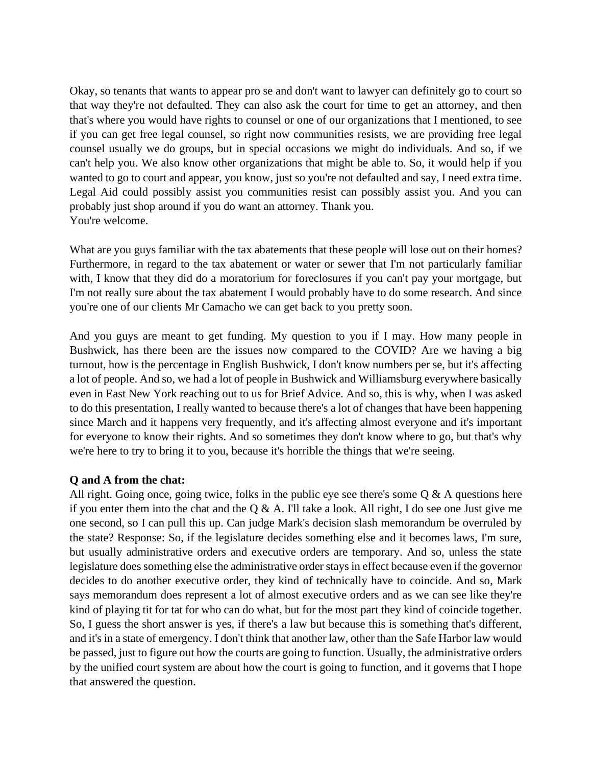Okay, so tenants that wants to appear pro se and don't want to lawyer can definitely go to court so that way they're not defaulted. They can also ask the court for time to get an attorney, and then that's where you would have rights to counsel or one of our organizations that I mentioned, to see if you can get free legal counsel, so right now communities resists, we are providing free legal counsel usually we do groups, but in special occasions we might do individuals. And so, if we can't help you. We also know other organizations that might be able to. So, it would help if you wanted to go to court and appear, you know, just so you're not defaulted and say, I need extra time. Legal Aid could possibly assist you communities resist can possibly assist you. And you can probably just shop around if you do want an attorney. Thank you.
You're welcome.

What are you guys familiar with the tax abatements that these people will lose out on their homes? Furthermore, in regard to the tax abatement or water or sewer that I'm not particularly familiar with, I know that they did do a moratorium for foreclosures if you can't pay your mortgage, but I'm not really sure about the tax abatement I would probably have to do some research. And since you're one of our clients Mr Camacho we can get back to you pretty soon.

And you guys are meant to get funding. My question to you if I may. How many people in Bushwick, has there been are the issues now compared to the COVID? Are we having a big turnout, how is the percentage in English Bushwick, I don't know numbers per se, but it's affecting a lot of people. And so, we had a lot of people in Bushwick and Williamsburg everywhere basically even in East New York reaching out to us for Brief Advice. And so, this is why, when I was asked to do this presentation, I really wanted to because there's a lot of changes that have been happening since March and it happens very frequently, and it's affecting almost everyone and it's important for everyone to know their rights. And so sometimes they don't know where to go, but that's why we're here to try to bring it to you, because it's horrible the things that we're seeing.

**Q and A from the chat:**
All right. Going once, going twice, folks in the public eye see there's some Q & A questions here if you enter them into the chat and the Q & A. I'll take a look. All right, I do see one Just give me one second, so I can pull this up. Can judge Mark's decision slash memorandum be overruled by the state? Response: So, if the legislature decides something else and it becomes laws, I'm sure, but usually administrative orders and executive orders are temporary. And so, unless the state legislature does something else the administrative order stays in effect because even if the governor decides to do another executive order, they kind of technically have to coincide. And so, Mark says memorandum does represent a lot of almost executive orders and as we can see like they're kind of playing tit for tat for who can do what, but for the most part they kind of coincide together. So, I guess the short answer is yes, if there's a law but because this is something that's different, and it's in a state of emergency. I don't think that another law, other than the Safe Harbor law would be passed, just to figure out how the courts are going to function. Usually, the administrative orders by the unified court system are about how the court is going to function, and it governs that I hope that answered the question.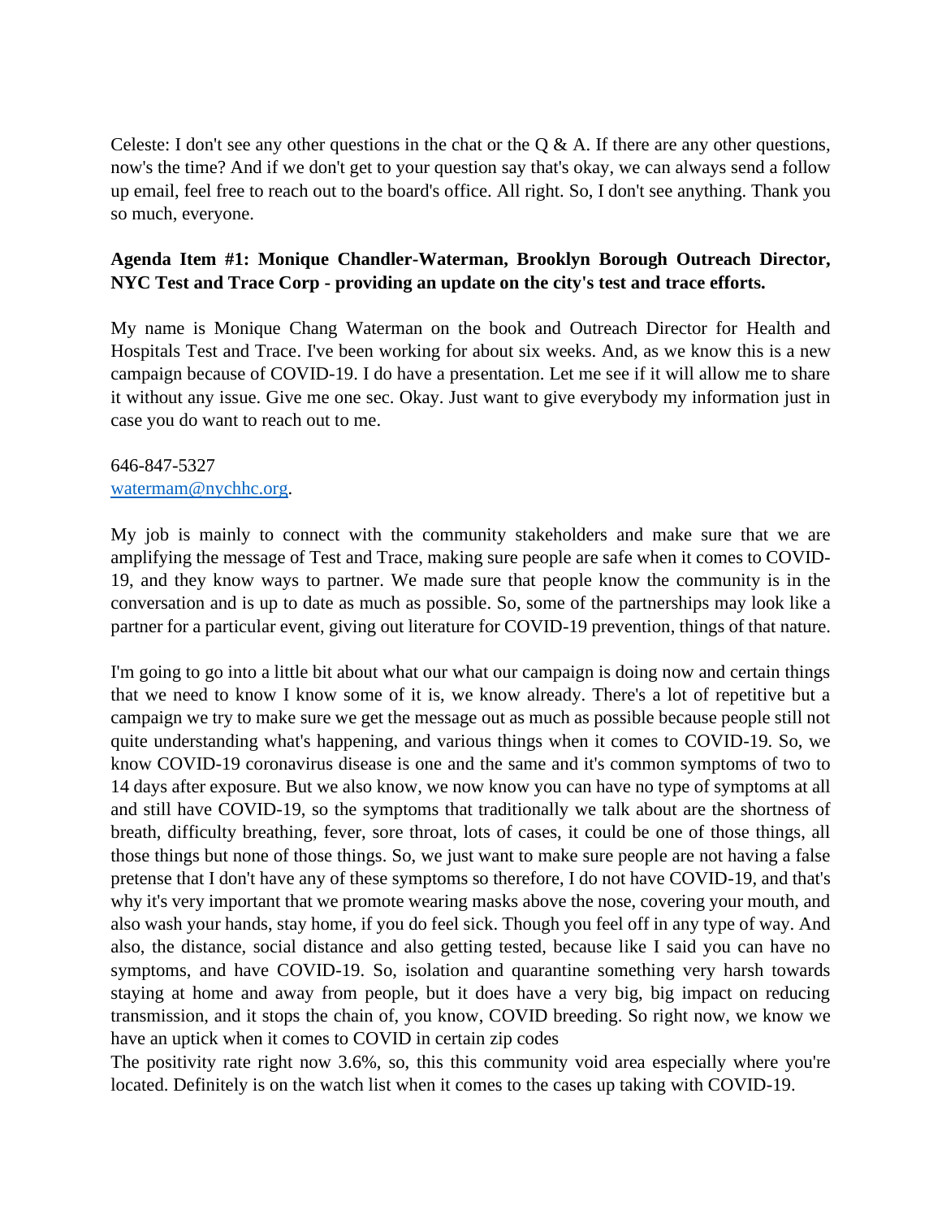Celeste: I don't see any other questions in the chat or the Q & A. If there are any other questions, now's the time? And if we don't get to your question say that's okay, we can always send a follow up email, feel free to reach out to the board's office. All right. So, I don't see anything. Thank you so much, everyone.

**Agenda Item #1: Monique Chandler-Waterman, Brooklyn Borough Outreach Director, NYC Test and Trace Corp - providing an update on the city's test and trace efforts.**

My name is Monique Chang Waterman on the book and Outreach Director for Health and Hospitals Test and Trace. I've been working for about six weeks. And, as we know this is a new campaign because of COVID-19. I do have a presentation. Let me see if it will allow me to share it without any issue. Give me one sec. Okay. Just want to give everybody my information just in case you do want to reach out to me.

646-847-5327
watermam@nychhc.org.

My job is mainly to connect with the community stakeholders and make sure that we are amplifying the message of Test and Trace, making sure people are safe when it comes to COVID-19, and they know ways to partner. We made sure that people know the community is in the conversation and is up to date as much as possible. So, some of the partnerships may look like a partner for a particular event, giving out literature for COVID-19 prevention, things of that nature.

I'm going to go into a little bit about what our what our campaign is doing now and certain things that we need to know I know some of it is, we know already. There's a lot of repetitive but a campaign we try to make sure we get the message out as much as possible because people still not quite understanding what's happening, and various things when it comes to COVID-19. So, we know COVID-19 coronavirus disease is one and the same and it's common symptoms of two to 14 days after exposure. But we also know, we now know you can have no type of symptoms at all and still have COVID-19, so the symptoms that traditionally we talk about are the shortness of breath, difficulty breathing, fever, sore throat, lots of cases, it could be one of those things, all those things but none of those things. So, we just want to make sure people are not having a false pretense that I don't have any of these symptoms so therefore, I do not have COVID-19, and that's why it's very important that we promote wearing masks above the nose, covering your mouth, and also wash your hands, stay home, if you do feel sick. Though you feel off in any type of way. And also, the distance, social distance and also getting tested, because like I said you can have no symptoms, and have COVID-19. So, isolation and quarantine something very harsh towards staying at home and away from people, but it does have a very big, big impact on reducing transmission, and it stops the chain of, you know, COVID breeding. So right now, we know we have an uptick when it comes to COVID in certain zip codes

The positivity rate right now 3.6%, so, this this community void area especially where you're located. Definitely is on the watch list when it comes to the cases up taking with COVID-19.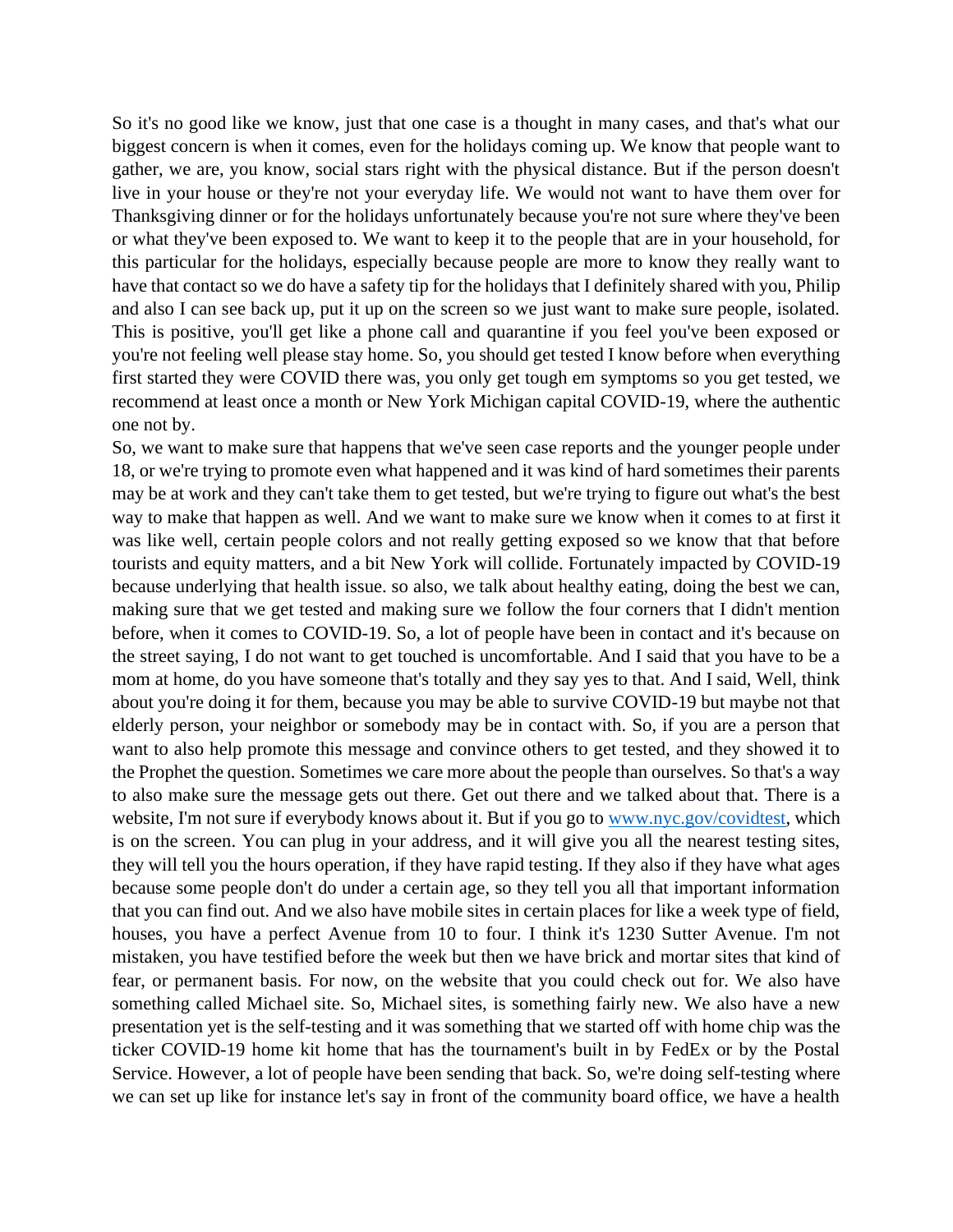So it's no good like we know, just that one case is a thought in many cases, and that's what our biggest concern is when it comes, even for the holidays coming up. We know that people want to gather, we are, you know, social stars right with the physical distance. But if the person doesn't live in your house or they're not your everyday life. We would not want to have them over for Thanksgiving dinner or for the holidays unfortunately because you're not sure where they've been or what they've been exposed to. We want to keep it to the people that are in your household, for this particular for the holidays, especially because people are more to know they really want to have that contact so we do have a safety tip for the holidays that I definitely shared with you, Philip and also I can see back up, put it up on the screen so we just want to make sure people, isolated. This is positive, you'll get like a phone call and quarantine if you feel you've been exposed or you're not feeling well please stay home. So, you should get tested I know before when everything first started they were COVID there was, you only get tough em symptoms so you get tested, we recommend at least once a month or New York Michigan capital COVID-19, where the authentic one not by.

So, we want to make sure that happens that we've seen case reports and the younger people under 18, or we're trying to promote even what happened and it was kind of hard sometimes their parents may be at work and they can't take them to get tested, but we're trying to figure out what's the best way to make that happen as well. And we want to make sure we know when it comes to at first it was like well, certain people colors and not really getting exposed so we know that that before tourists and equity matters, and a bit New York will collide. Fortunately impacted by COVID-19 because underlying that health issue. so also, we talk about healthy eating, doing the best we can, making sure that we get tested and making sure we follow the four corners that I didn't mention before, when it comes to COVID-19. So, a lot of people have been in contact and it's because on the street saying, I do not want to get touched is uncomfortable. And I said that you have to be a mom at home, do you have someone that's totally and they say yes to that. And I said, Well, think about you're doing it for them, because you may be able to survive COVID-19 but maybe not that elderly person, your neighbor or somebody may be in contact with. So, if you are a person that want to also help promote this message and convince others to get tested, and they showed it to the Prophet the question. Sometimes we care more about the people than ourselves. So that's a way to also make sure the message gets out there. Get out there and we talked about that. There is a website, I'm not sure if everybody knows about it. But if you go to [www.nyc.gov/covidtest](http://www.nyc.gov/covidtest), which is on the screen. You can plug in your address, and it will give you all the nearest testing sites, they will tell you the hours operation, if they have rapid testing. If they also if they have what ages because some people don't do under a certain age, so they tell you all that important information that you can find out. And we also have mobile sites in certain places for like a week type of field, houses, you have a perfect Avenue from 10 to four. I think it's 1230 Sutter Avenue. I'm not mistaken, you have testified before the week but then we have brick and mortar sites that kind of fear, or permanent basis. For now, on the website that you could check out for. We also have something called Michael site. So, Michael sites, is something fairly new. We also have a new presentation yet is the self-testing and it was something that we started off with home chip was the ticker COVID-19 home kit home that has the tournament's built in by FedEx or by the Postal Service. However, a lot of people have been sending that back. So, we're doing self-testing where we can set up like for instance let's say in front of the community board office, we have a health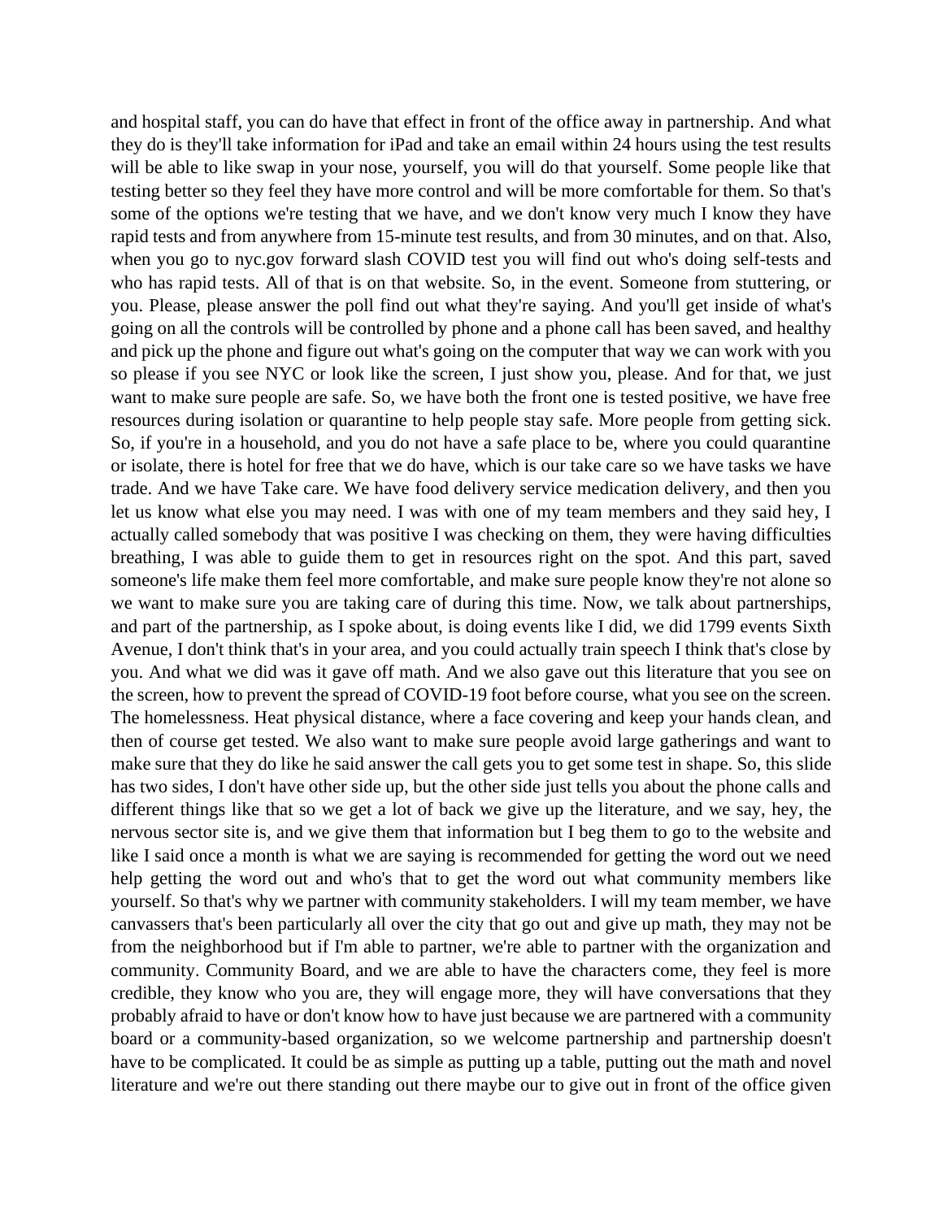and hospital staff, you can do have that effect in front of the office away in partnership. And what they do is they'll take information for iPad and take an email within 24 hours using the test results will be able to like swap in your nose, yourself, you will do that yourself. Some people like that testing better so they feel they have more control and will be more comfortable for them. So that's some of the options we're testing that we have, and we don't know very much I know they have rapid tests and from anywhere from 15-minute test results, and from 30 minutes, and on that. Also, when you go to nyc.gov forward slash COVID test you will find out who's doing self-tests and who has rapid tests. All of that is on that website. So, in the event. Someone from stuttering, or you. Please, please answer the poll find out what they're saying. And you'll get inside of what's going on all the controls will be controlled by phone and a phone call has been saved, and healthy and pick up the phone and figure out what's going on the computer that way we can work with you so please if you see NYC or look like the screen, I just show you, please. And for that, we just want to make sure people are safe. So, we have both the front one is tested positive, we have free resources during isolation or quarantine to help people stay safe. More people from getting sick. So, if you're in a household, and you do not have a safe place to be, where you could quarantine or isolate, there is hotel for free that we do have, which is our take care so we have tasks we have trade. And we have Take care. We have food delivery service medication delivery, and then you let us know what else you may need. I was with one of my team members and they said hey, I actually called somebody that was positive I was checking on them, they were having difficulties breathing, I was able to guide them to get in resources right on the spot. And this part, saved someone's life make them feel more comfortable, and make sure people know they're not alone so we want to make sure you are taking care of during this time. Now, we talk about partnerships, and part of the partnership, as I spoke about, is doing events like I did, we did 1799 events Sixth Avenue, I don't think that's in your area, and you could actually train speech I think that's close by you. And what we did was it gave off math. And we also gave out this literature that you see on the screen, how to prevent the spread of COVID-19 foot before course, what you see on the screen. The homelessness. Heat physical distance, where a face covering and keep your hands clean, and then of course get tested. We also want to make sure people avoid large gatherings and want to make sure that they do like he said answer the call gets you to get some test in shape. So, this slide has two sides, I don't have other side up, but the other side just tells you about the phone calls and different things like that so we get a lot of back we give up the literature, and we say, hey, the nervous sector site is, and we give them that information but I beg them to go to the website and like I said once a month is what we are saying is recommended for getting the word out we need help getting the word out and who's that to get the word out what community members like yourself. So that's why we partner with community stakeholders. I will my team member, we have canvassers that's been particularly all over the city that go out and give up math, they may not be from the neighborhood but if I'm able to partner, we're able to partner with the organization and community. Community Board, and we are able to have the characters come, they feel is more credible, they know who you are, they will engage more, they will have conversations that they probably afraid to have or don't know how to have just because we are partnered with a community board or a community-based organization, so we welcome partnership and partnership doesn't have to be complicated. It could be as simple as putting up a table, putting out the math and novel literature and we're out there standing out there maybe our to give out in front of the office given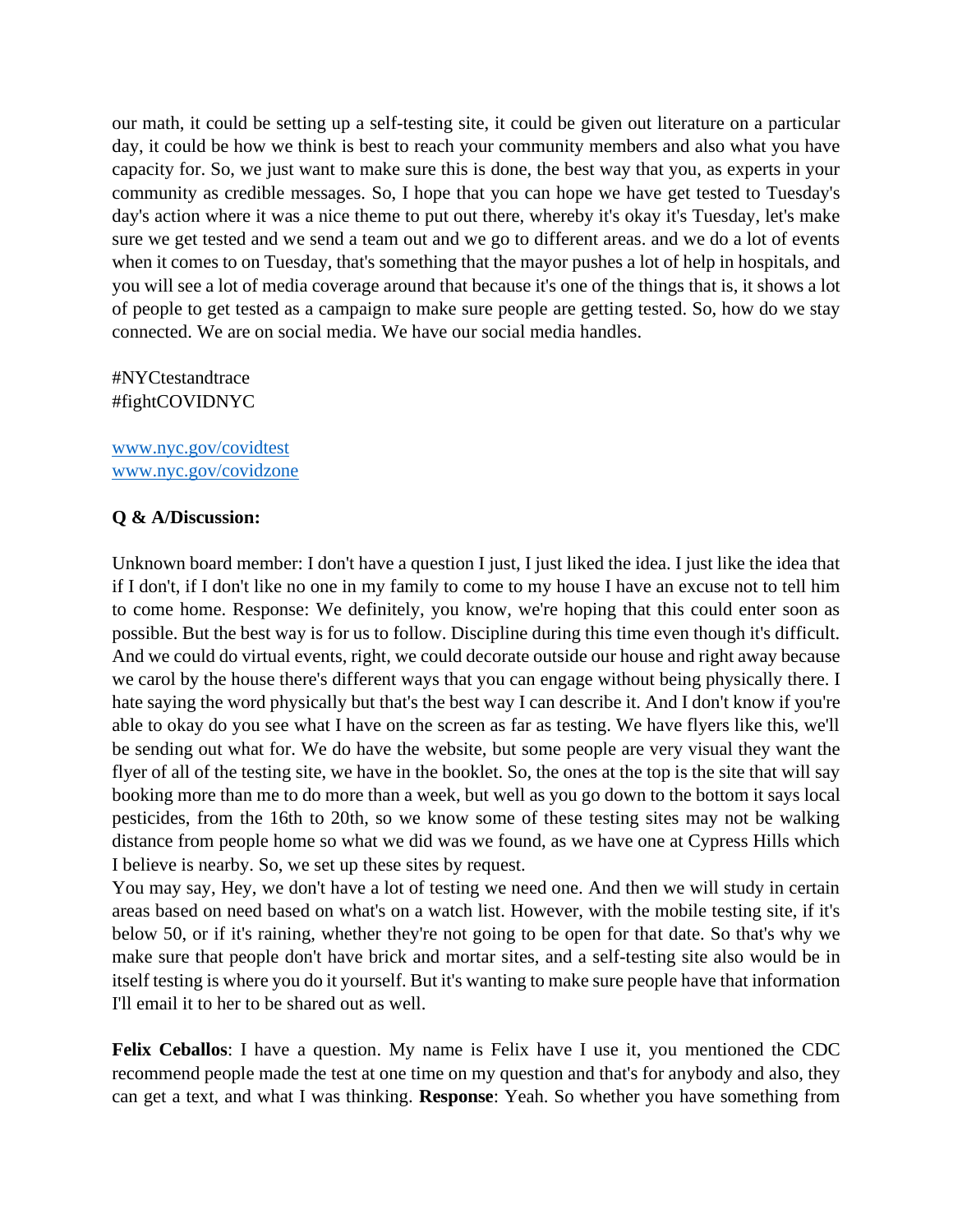our math, it could be setting up a self-testing site, it could be given out literature on a particular day, it could be how we think is best to reach your community members and also what you have capacity for. So, we just want to make sure this is done, the best way that you, as experts in your community as credible messages. So, I hope that you can hope we have get tested to Tuesday's day's action where it was a nice theme to put out there, whereby it's okay it's Tuesday, let's make sure we get tested and we send a team out and we go to different areas. and we do a lot of events when it comes to on Tuesday, that's something that the mayor pushes a lot of help in hospitals, and you will see a lot of media coverage around that because it's one of the things that is, it shows a lot of people to get tested as a campaign to make sure people are getting tested. So, how do we stay connected. We are on social media. We have our social media handles.

#NYCtestandtrace
#fightCOVIDNYC

[www.nyc.gov/covidtest](http://www.nyc.gov/covidtest)
[www.nyc.gov/covidzone](http://www.nyc.gov/covidzone)

**Q & A/Discussion:**

Unknown board member: I don't have a question I just, I just liked the idea. I just like the idea that if I don't, if I don't like no one in my family to come to my house I have an excuse not to tell him to come home. Response: We definitely, you know, we're hoping that this could enter soon as possible. But the best way is for us to follow. Discipline during this time even though it's difficult. And we could do virtual events, right, we could decorate outside our house and right away because we carol by the house there's different ways that you can engage without being physically there. I hate saying the word physically but that's the best way I can describe it. And I don't know if you're able to okay do you see what I have on the screen as far as testing. We have flyers like this, we'll be sending out what for. We do have the website, but some people are very visual they want the flyer of all of the testing site, we have in the booklet. So, the ones at the top is the site that will say booking more than me to do more than a week, but well as you go down to the bottom it says local pesticides, from the 16th to 20th, so we know some of these testing sites may not be walking distance from people home so what we did was we found, as we have one at Cypress Hills which I believe is nearby. So, we set up these sites by request.
You may say, Hey, we don't have a lot of testing we need one. And then we will study in certain areas based on need based on what's on a watch list. However, with the mobile testing site, if it's below 50, or if it's raining, whether they're not going to be open for that date. So that's why we make sure that people don't have brick and mortar sites, and a self-testing site also would be in itself testing is where you do it yourself. But it's wanting to make sure people have that information I'll email it to her to be shared out as well.

**Felix Ceballos**: I have a question. My name is Felix have I use it, you mentioned the CDC recommend people made the test at one time on my question and that's for anybody and also, they can get a text, and what I was thinking. **Response**: Yeah. So whether you have something from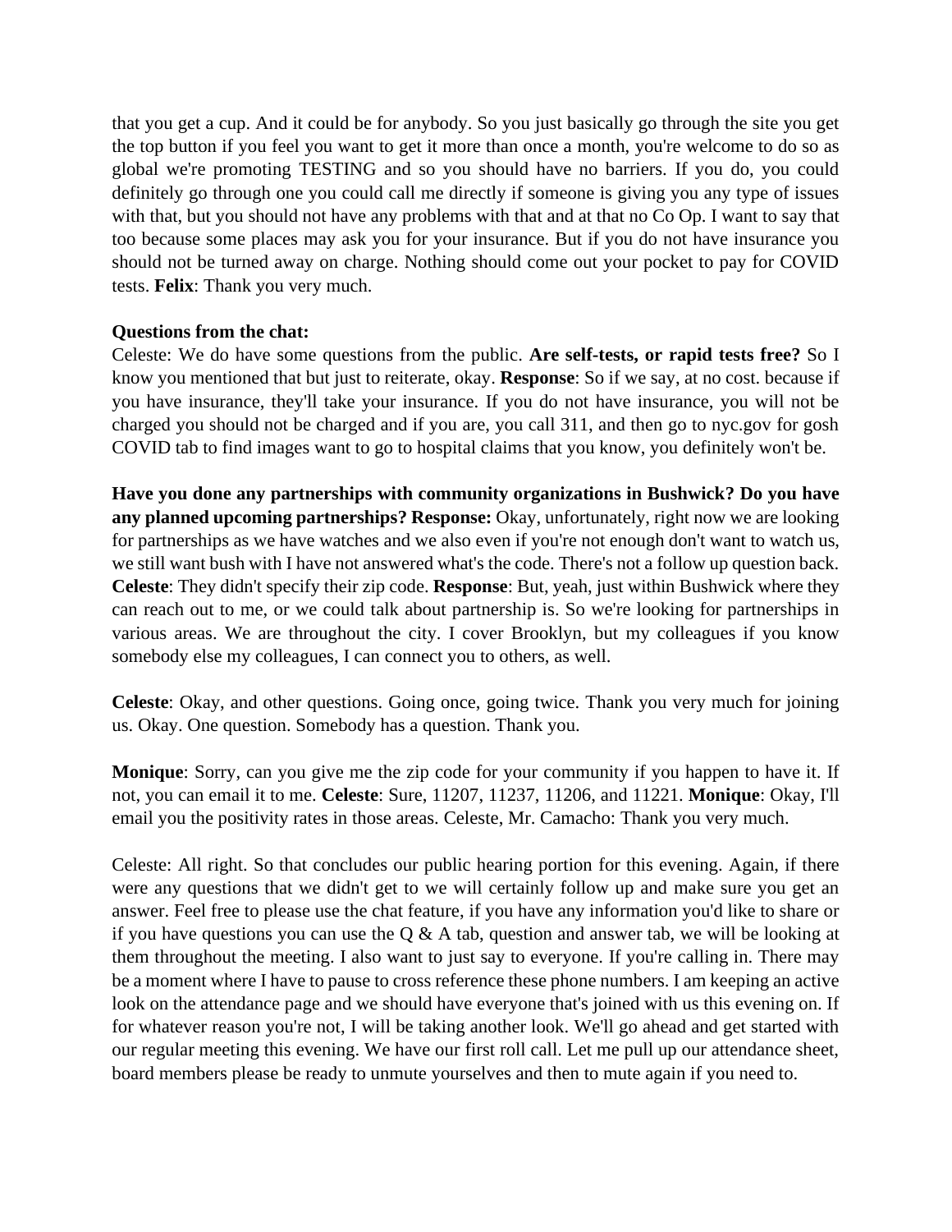that you get a cup. And it could be for anybody. So you just basically go through the site you get the top button if you feel you want to get it more than once a month, you're welcome to do so as global we're promoting TESTING and so you should have no barriers. If you do, you could definitely go through one you could call me directly if someone is giving you any type of issues with that, but you should not have any problems with that and at that no Co Op. I want to say that too because some places may ask you for your insurance. But if you do not have insurance you should not be turned away on charge. Nothing should come out your pocket to pay for COVID tests. **Felix**: Thank you very much.

**Questions from the chat:**
Celeste: We do have some questions from the public. **Are self-tests, or rapid tests free?** So I know you mentioned that but just to reiterate, okay. **Response**: So if we say, at no cost. because if you have insurance, they'll take your insurance. If you do not have insurance, you will not be charged you should not be charged and if you are, you call 311, and then go to nyc.gov for gosh COVID tab to find images want to go to hospital claims that you know, you definitely won't be.

**Have you done any partnerships with community organizations in Bushwick? Do you have any planned upcoming partnerships? Response:** Okay, unfortunately, right now we are looking for partnerships as we have watches and we also even if you're not enough don't want to watch us, we still want bush with I have not answered what's the code. There's not a follow up question back. **Celeste**: They didn't specify their zip code. **Response**: But, yeah, just within Bushwick where they can reach out to me, or we could talk about partnership is. So we're looking for partnerships in various areas. We are throughout the city. I cover Brooklyn, but my colleagues if you know somebody else my colleagues, I can connect you to others, as well.

**Celeste**: Okay, and other questions. Going once, going twice. Thank you very much for joining us. Okay. One question. Somebody has a question. Thank you.

**Monique**: Sorry, can you give me the zip code for your community if you happen to have it. If not, you can email it to me. **Celeste**: Sure, 11207, 11237, 11206, and 11221. **Monique**: Okay, I'll email you the positivity rates in those areas. Celeste, Mr. Camacho: Thank you very much.

Celeste: All right. So that concludes our public hearing portion for this evening. Again, if there were any questions that we didn't get to we will certainly follow up and make sure you get an answer. Feel free to please use the chat feature, if you have any information you'd like to share or if you have questions you can use the Q & A tab, question and answer tab, we will be looking at them throughout the meeting. I also want to just say to everyone. If you're calling in. There may be a moment where I have to pause to cross reference these phone numbers. I am keeping an active look on the attendance page and we should have everyone that's joined with us this evening on. If for whatever reason you're not, I will be taking another look. We'll go ahead and get started with our regular meeting this evening. We have our first roll call. Let me pull up our attendance sheet, board members please be ready to unmute yourselves and then to mute again if you need to.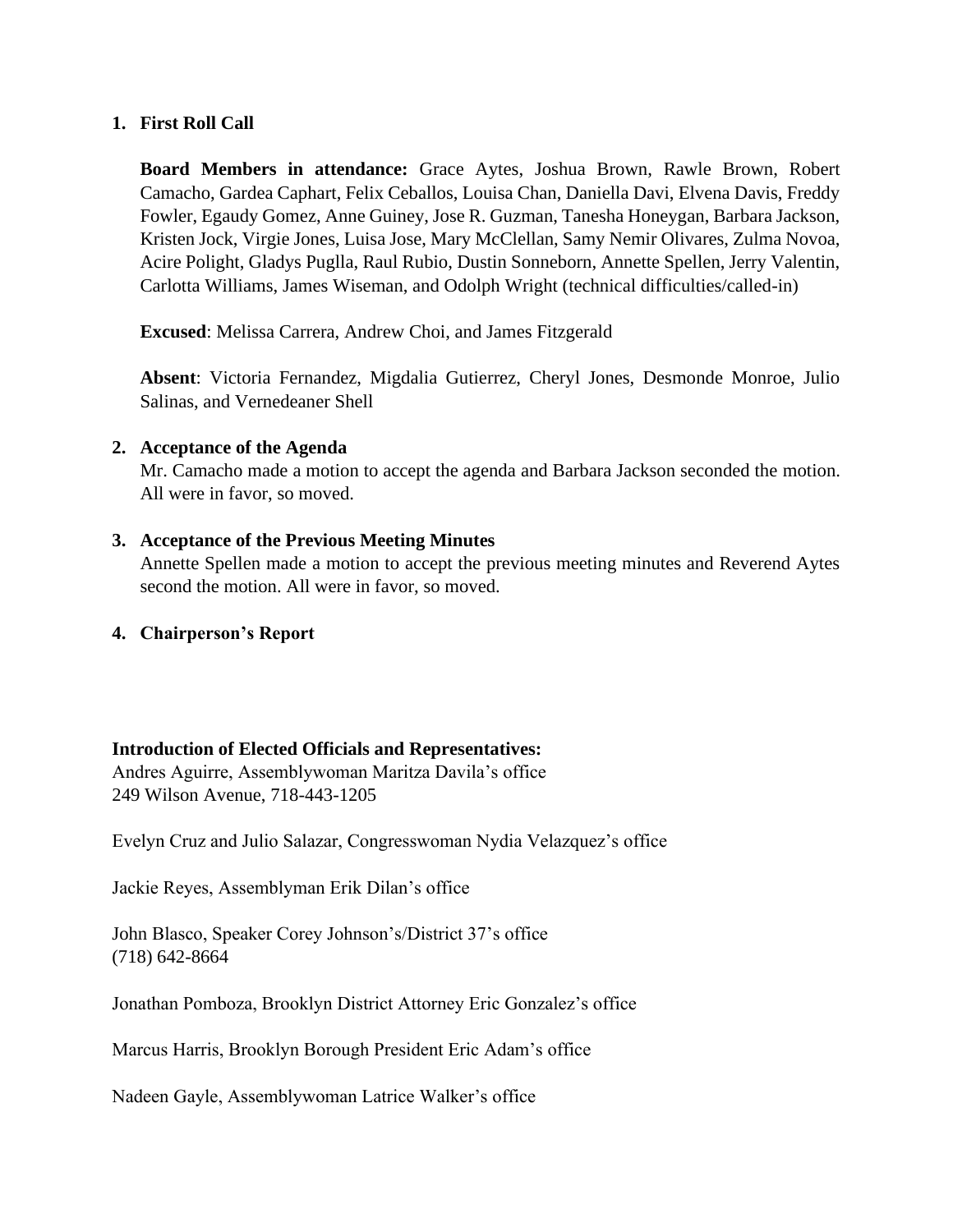1. **First Roll Call**

   **Board Members in attendance:** Grace Aytes, Joshua Brown, Rawle Brown, Robert Camacho, Gardea Caphart, Felix Ceballos, Louisa Chan, Daniella Davi, Elvena Davis, Freddy Fowler, Egaudy Gomez, Anne Guiney, Jose R. Guzman, Tanesha Honeygan, Barbara Jackson, Kristen Jock, Virgie Jones, Luisa Jose, Mary McClellan, Samy Nemir Olivares, Zulma Novoa, Acire Polight, Gladys Puglla, Raul Rubio, Dustin Sonneborn, Annette Spellen, Jerry Valentin, Carlotta Williams, James Wiseman, and Odolph Wright (technical difficulties/called-in)

   **Excused**: Melissa Carrera, Andrew Choi, and James Fitzgerald

   **Absent**: Victoria Fernandez, Migdalia Gutierrez, Cheryl Jones, Desmonde Monroe, Julio Salinas, and Vernedeaner Shell

2. **Acceptance of the Agenda**
   Mr. Camacho made a motion to accept the agenda and Barbara Jackson seconded the motion. All were in favor, so moved.

3. **Acceptance of the Previous Meeting Minutes**
   Annette Spellen made a motion to accept the previous meeting minutes and Reverend Aytes second the motion. All were in favor, so moved.

4. **Chairperson's Report**

**Introduction of Elected Officials and Representatives:**
Andres Aguirre, Assemblywoman Maritza Davila's office
249 Wilson Avenue, 718-443-1205

Evelyn Cruz and Julio Salazar, Congresswoman Nydia Velazquez's office

Jackie Reyes, Assemblyman Erik Dilan's office

John Blasco, Speaker Corey Johnson's/District 37's office
(718) 642-8664

Jonathan Pomboza, Brooklyn District Attorney Eric Gonzalez's office

Marcus Harris, Brooklyn Borough President Eric Adam's office

Nadeen Gayle, Assemblywoman Latrice Walker's office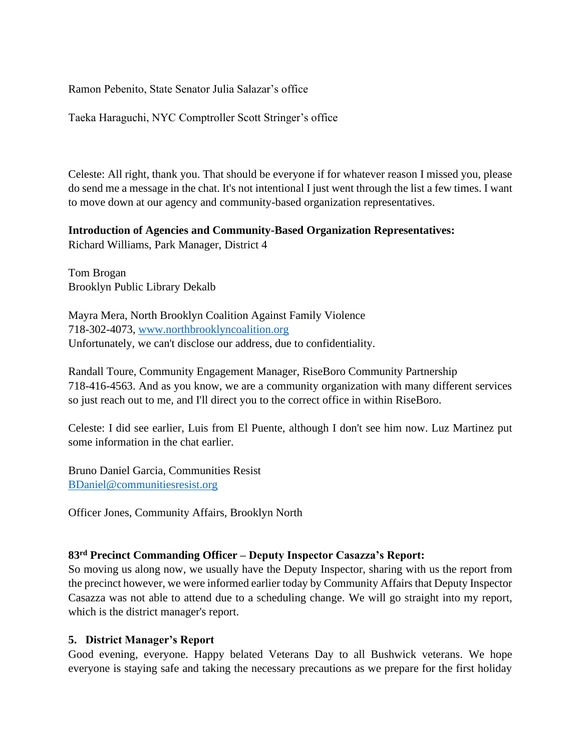Ramon Pebenito, State Senator Julia Salazar's office

Taeka Haraguchi, NYC Comptroller Scott Stringer's office

Celeste: All right, thank you. That should be everyone if for whatever reason I missed you, please do send me a message in the chat. It's not intentional I just went through the list a few times. I want to move down at our agency and community-based organization representatives.

**Introduction of Agencies and Community-Based Organization Representatives:**
Richard Williams, Park Manager, District 4

Tom Brogan
Brooklyn Public Library Dekalb

Mayra Mera, North Brooklyn Coalition Against Family Violence
718-302-4073, [www.northbrooklyncoalition.org](http://www.northbrooklyncoalition.org)
Unfortunately, we can't disclose our address, due to confidentiality.

Randall Toure, Community Engagement Manager, RiseBoro Community Partnership
718-416-4563. And as you know, we are a community organization with many different services so just reach out to me, and I'll direct you to the correct office in within RiseBoro.

Celeste: I did see earlier, Luis from El Puente, although I don't see him now. Luz Martinez put some information in the chat earlier.

Bruno Daniel Garcia, Communities Resist
[BDaniel@communitiesresist.org](mailto:BDaniel@communitiesresist.org)

Officer Jones, Community Affairs, Brooklyn North

**83rd Precinct Commanding Officer – Deputy Inspector Casazza's Report:**
So moving us along now, we usually have the Deputy Inspector, sharing with us the report from the precinct however, we were informed earlier today by Community Affairs that Deputy Inspector Casazza was not able to attend due to a scheduling change. We will go straight into my report, which is the district manager's report.

**5. District Manager's Report**
Good evening, everyone. Happy belated Veterans Day to all Bushwick veterans. We hope everyone is staying safe and taking the necessary precautions as we prepare for the first holiday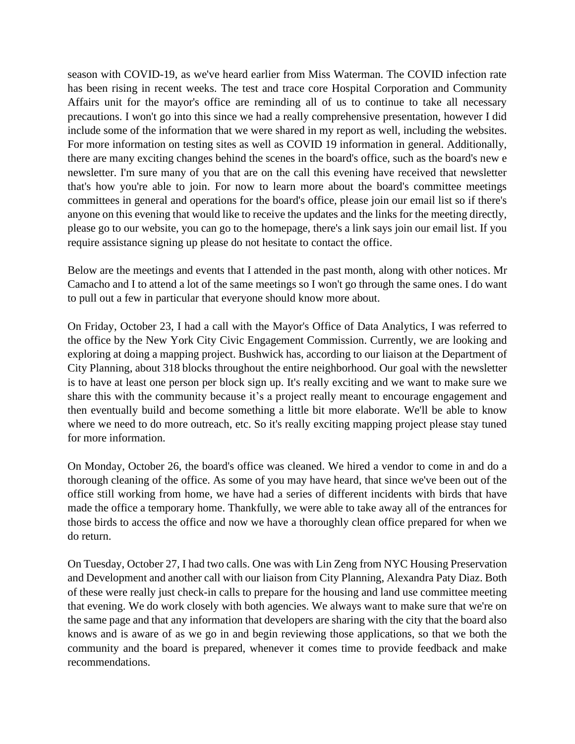season with COVID-19, as we've heard earlier from Miss Waterman. The COVID infection rate has been rising in recent weeks. The test and trace core Hospital Corporation and Community Affairs unit for the mayor's office are reminding all of us to continue to take all necessary precautions. I won't go into this since we had a really comprehensive presentation, however I did include some of the information that we were shared in my report as well, including the websites. For more information on testing sites as well as COVID 19 information in general. Additionally, there are many exciting changes behind the scenes in the board's office, such as the board's new e newsletter. I'm sure many of you that are on the call this evening have received that newsletter that's how you're able to join. For now to learn more about the board's committee meetings committees in general and operations for the board's office, please join our email list so if there's anyone on this evening that would like to receive the updates and the links for the meeting directly, please go to our website, you can go to the homepage, there's a link says join our email list. If you require assistance signing up please do not hesitate to contact the office.

Below are the meetings and events that I attended in the past month, along with other notices. Mr Camacho and I to attend a lot of the same meetings so I won't go through the same ones. I do want to pull out a few in particular that everyone should know more about.

On Friday, October 23, I had a call with the Mayor's Office of Data Analytics, I was referred to the office by the New York City Civic Engagement Commission. Currently, we are looking and exploring at doing a mapping project. Bushwick has, according to our liaison at the Department of City Planning, about 318 blocks throughout the entire neighborhood. Our goal with the newsletter is to have at least one person per block sign up. It's really exciting and we want to make sure we share this with the community because it's a project really meant to encourage engagement and then eventually build and become something a little bit more elaborate. We'll be able to know where we need to do more outreach, etc. So it's really exciting mapping project please stay tuned for more information.

On Monday, October 26, the board's office was cleaned. We hired a vendor to come in and do a thorough cleaning of the office. As some of you may have heard, that since we've been out of the office still working from home, we have had a series of different incidents with birds that have made the office a temporary home. Thankfully, we were able to take away all of the entrances for those birds to access the office and now we have a thoroughly clean office prepared for when we do return.

On Tuesday, October 27, I had two calls. One was with Lin Zeng from NYC Housing Preservation and Development and another call with our liaison from City Planning, Alexandra Paty Diaz. Both of these were really just check-in calls to prepare for the housing and land use committee meeting that evening. We do work closely with both agencies. We always want to make sure that we're on the same page and that any information that developers are sharing with the city that the board also knows and is aware of as we go in and begin reviewing those applications, so that we both the community and the board is prepared, whenever it comes time to provide feedback and make recommendations.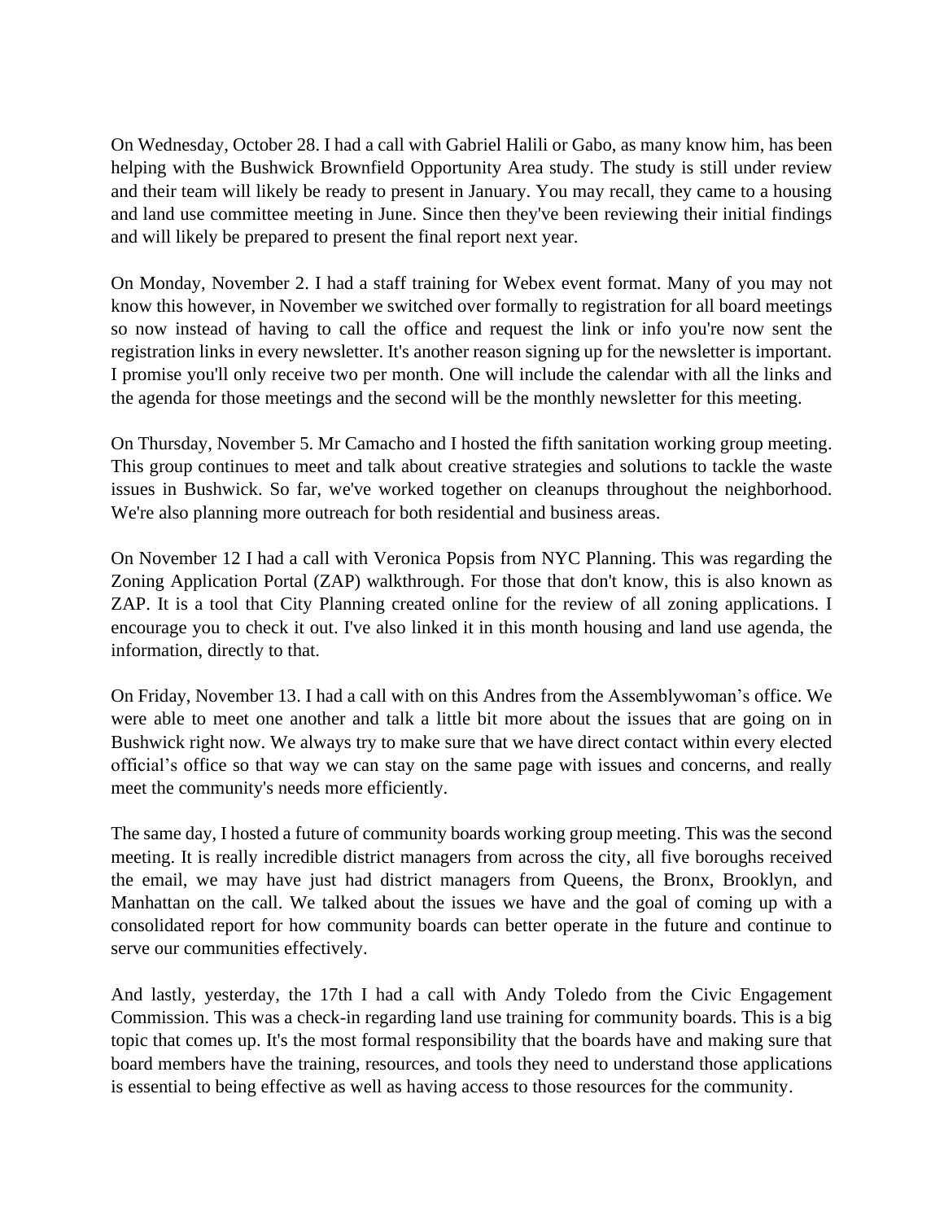On Wednesday, October 28. I had a call with Gabriel Halili or Gabo, as many know him, has been helping with the Bushwick Brownfield Opportunity Area study. The study is still under review and their team will likely be ready to present in January. You may recall, they came to a housing and land use committee meeting in June. Since then they've been reviewing their initial findings and will likely be prepared to present the final report next year.

On Monday, November 2. I had a staff training for Webex event format. Many of you may not know this however, in November we switched over formally to registration for all board meetings so now instead of having to call the office and request the link or info you're now sent the registration links in every newsletter. It's another reason signing up for the newsletter is important. I promise you'll only receive two per month. One will include the calendar with all the links and the agenda for those meetings and the second will be the monthly newsletter for this meeting.

On Thursday, November 5. Mr Camacho and I hosted the fifth sanitation working group meeting. This group continues to meet and talk about creative strategies and solutions to tackle the waste issues in Bushwick. So far, we've worked together on cleanups throughout the neighborhood. We're also planning more outreach for both residential and business areas.

On November 12 I had a call with Veronica Popsis from NYC Planning. This was regarding the Zoning Application Portal (ZAP) walkthrough. For those that don't know, this is also known as ZAP. It is a tool that City Planning created online for the review of all zoning applications. I encourage you to check it out. I've also linked it in this month housing and land use agenda, the information, directly to that.

On Friday, November 13. I had a call with on this Andres from the Assemblywoman's office. We were able to meet one another and talk a little bit more about the issues that are going on in Bushwick right now. We always try to make sure that we have direct contact within every elected official's office so that way we can stay on the same page with issues and concerns, and really meet the community's needs more efficiently.

The same day, I hosted a future of community boards working group meeting. This was the second meeting. It is really incredible district managers from across the city, all five boroughs received the email, we may have just had district managers from Queens, the Bronx, Brooklyn, and Manhattan on the call. We talked about the issues we have and the goal of coming up with a consolidated report for how community boards can better operate in the future and continue to serve our communities effectively.

And lastly, yesterday, the 17th I had a call with Andy Toledo from the Civic Engagement Commission. This was a check-in regarding land use training for community boards. This is a big topic that comes up. It's the most formal responsibility that the boards have and making sure that board members have the training, resources, and tools they need to understand those applications is essential to being effective as well as having access to those resources for the community.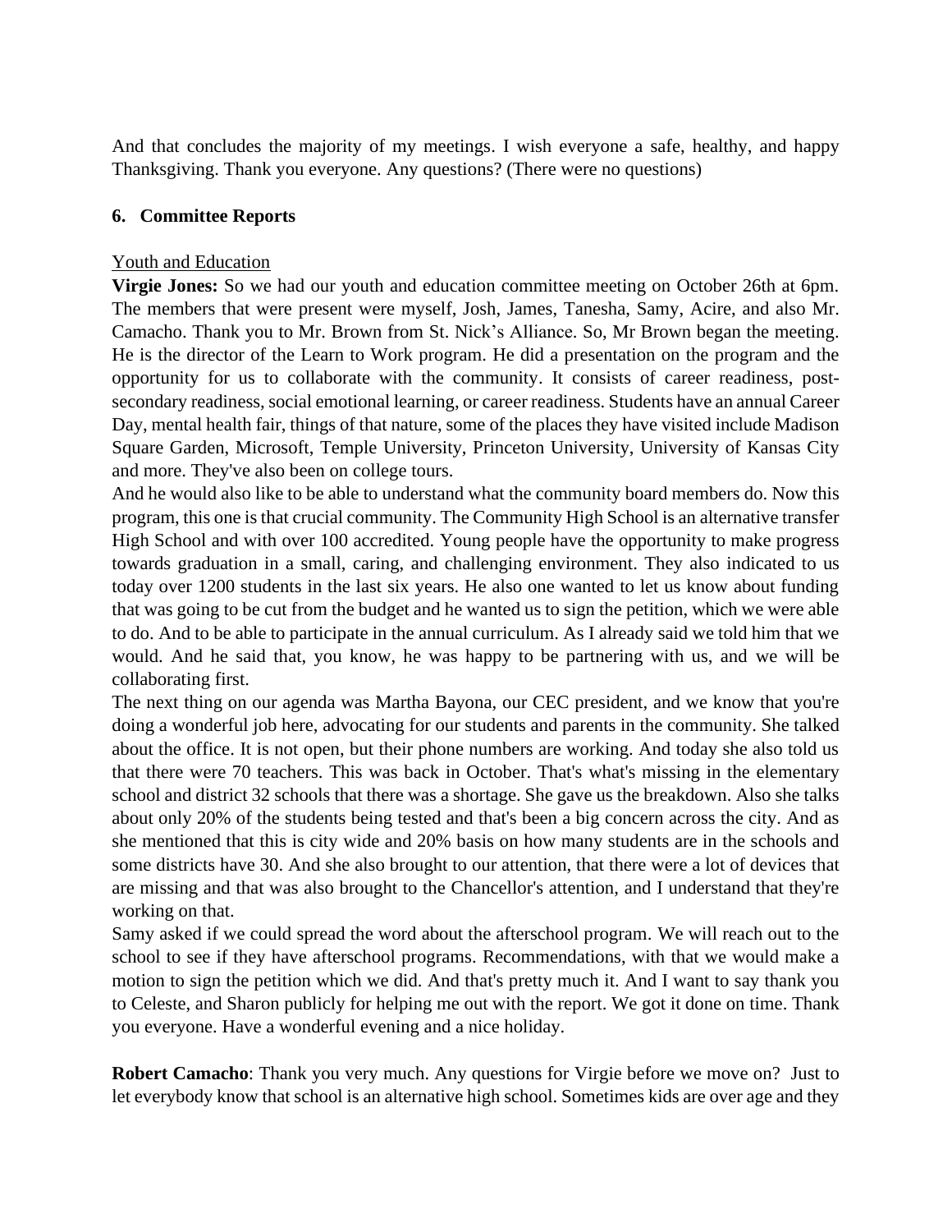And that concludes the majority of my meetings. I wish everyone a safe, healthy, and happy Thanksgiving. Thank you everyone. Any questions? (There were no questions)

## 6. Committee Reports

<u>Youth and Education</u>

**Virgie Jones:** So we had our youth and education committee meeting on October 26th at 6pm. The members that were present were myself, Josh, James, Tanesha, Samy, Acire, and also Mr. Camacho. Thank you to Mr. Brown from St. Nick's Alliance. So, Mr Brown began the meeting. He is the director of the Learn to Work program. He did a presentation on the program and the opportunity for us to collaborate with the community. It consists of career readiness, post-secondary readiness, social emotional learning, or career readiness. Students have an annual Career Day, mental health fair, things of that nature, some of the places they have visited include Madison Square Garden, Microsoft, Temple University, Princeton University, University of Kansas City and more. They've also been on college tours.

And he would also like to be able to understand what the community board members do. Now this program, this one is that crucial community. The Community High School is an alternative transfer High School and with over 100 accredited. Young people have the opportunity to make progress towards graduation in a small, caring, and challenging environment. They also indicated to us today over 1200 students in the last six years. He also one wanted to let us know about funding that was going to be cut from the budget and he wanted us to sign the petition, which we were able to do. And to be able to participate in the annual curriculum. As I already said we told him that we would. And he said that, you know, he was happy to be partnering with us, and we will be collaborating first.

The next thing on our agenda was Martha Bayona, our CEC president, and we know that you're doing a wonderful job here, advocating for our students and parents in the community. She talked about the office. It is not open, but their phone numbers are working. And today she also told us that there were 70 teachers. This was back in October. That's what's missing in the elementary school and district 32 schools that there was a shortage. She gave us the breakdown. Also she talks about only 20% of the students being tested and that's been a big concern across the city. And as she mentioned that this is city wide and 20% basis on how many students are in the schools and some districts have 30. And she also brought to our attention, that there were a lot of devices that are missing and that was also brought to the Chancellor's attention, and I understand that they're working on that.

Samy asked if we could spread the word about the afterschool program. We will reach out to the school to see if they have afterschool programs. Recommendations, with that we would make a motion to sign the petition which we did. And that's pretty much it. And I want to say thank you to Celeste, and Sharon publicly for helping me out with the report. We got it done on time. Thank you everyone. Have a wonderful evening and a nice holiday.

**Robert Camacho**: Thank you very much. Any questions for Virgie before we move on? Just to let everybody know that school is an alternative high school. Sometimes kids are over age and they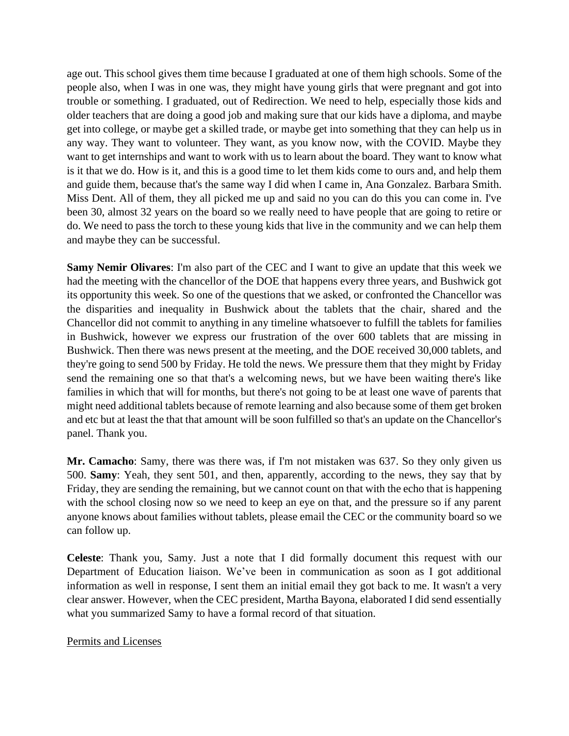age out. This school gives them time because I graduated at one of them high schools. Some of the people also, when I was in one was, they might have young girls that were pregnant and got into trouble or something. I graduated, out of Redirection. We need to help, especially those kids and older teachers that are doing a good job and making sure that our kids have a diploma, and maybe get into college, or maybe get a skilled trade, or maybe get into something that they can help us in any way. They want to volunteer. They want, as you know now, with the COVID. Maybe they want to get internships and want to work with us to learn about the board. They want to know what is it that we do. How is it, and this is a good time to let them kids come to ours and, and help them and guide them, because that's the same way I did when I came in, Ana Gonzalez. Barbara Smith. Miss Dent. All of them, they all picked me up and said no you can do this you can come in. I've been 30, almost 32 years on the board so we really need to have people that are going to retire or do. We need to pass the torch to these young kids that live in the community and we can help them and maybe they can be successful.

**Samy Nemir Olivares**: I'm also part of the CEC and I want to give an update that this week we had the meeting with the chancellor of the DOE that happens every three years, and Bushwick got its opportunity this week. So one of the questions that we asked, or confronted the Chancellor was the disparities and inequality in Bushwick about the tablets that the chair, shared and the Chancellor did not commit to anything in any timeline whatsoever to fulfill the tablets for families in Bushwick, however we express our frustration of the over 600 tablets that are missing in Bushwick. Then there was news present at the meeting, and the DOE received 30,000 tablets, and they're going to send 500 by Friday. He told the news. We pressure them that they might by Friday send the remaining one so that that's a welcoming news, but we have been waiting there's like families in which that will for months, but there's not going to be at least one wave of parents that might need additional tablets because of remote learning and also because some of them get broken and etc but at least the that that amount will be soon fulfilled so that's an update on the Chancellor's panel. Thank you.

**Mr. Camacho**: Samy, there was there was, if I'm not mistaken was 637. So they only given us 500. **Samy**: Yeah, they sent 501, and then, apparently, according to the news, they say that by Friday, they are sending the remaining, but we cannot count on that with the echo that is happening with the school closing now so we need to keep an eye on that, and the pressure so if any parent anyone knows about families without tablets, please email the CEC or the community board so we can follow up.

**Celeste**: Thank you, Samy. Just a note that I did formally document this request with our Department of Education liaison. We've been in communication as soon as I got additional information as well in response, I sent them an initial email they got back to me. It wasn't a very clear answer. However, when the CEC president, Martha Bayona, elaborated I did send essentially what you summarized Samy to have a formal record of that situation.

<u>Permits and Licenses</u>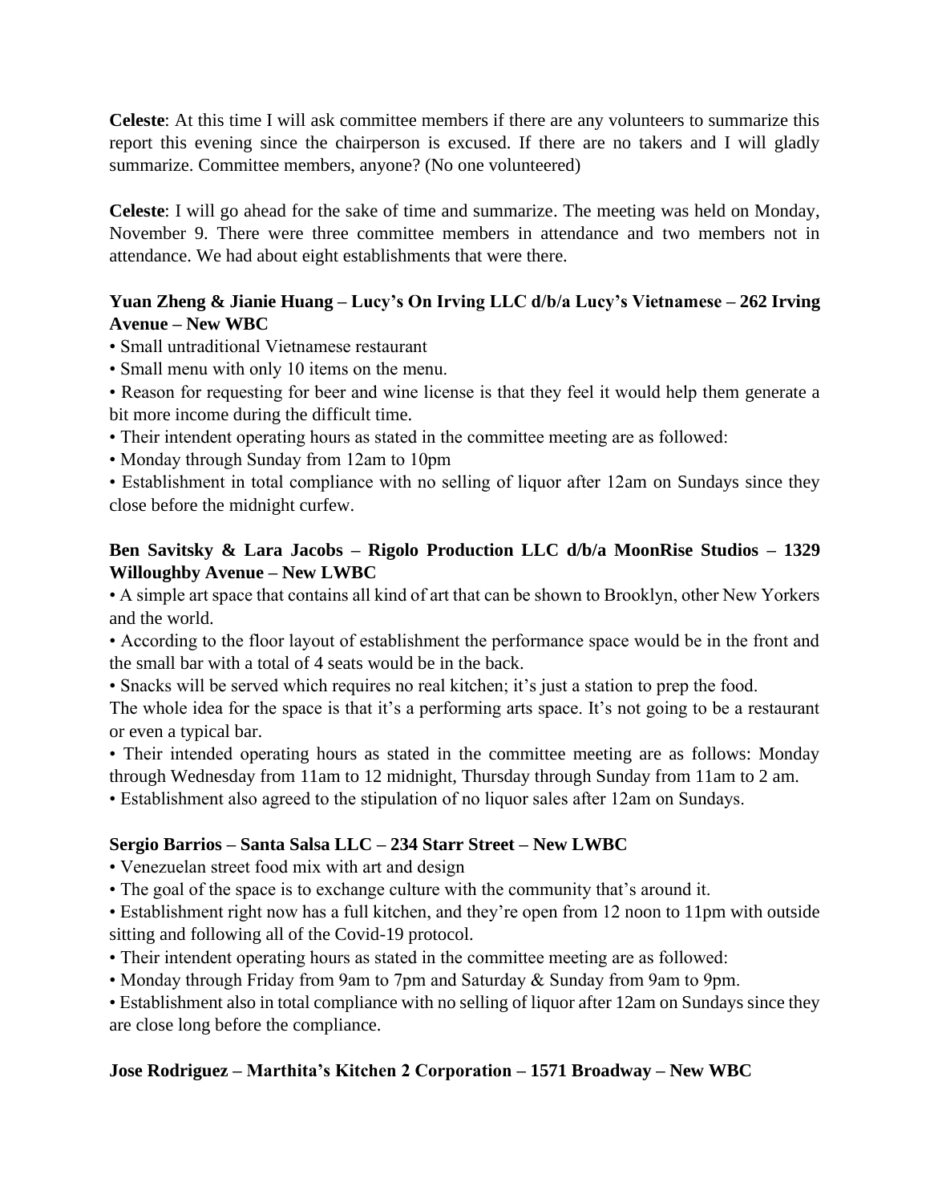**Celeste**: At this time I will ask committee members if there are any volunteers to summarize this report this evening since the chairperson is excused. If there are no takers and I will gladly summarize. Committee members, anyone? (No one volunteered)

**Celeste**: I will go ahead for the sake of time and summarize. The meeting was held on Monday, November 9. There were three committee members in attendance and two members not in attendance. We had about eight establishments that were there.

**Yuan Zheng & Jianie Huang – Lucy's On Irving LLC d/b/a Lucy's Vietnamese – 262 Irving Avenue – New WBC**

- Small untraditional Vietnamese restaurant
- Small menu with only 10 items on the menu.
- Reason for requesting for beer and wine license is that they feel it would help them generate a bit more income during the difficult time.
- Their intendent operating hours as stated in the committee meeting are as followed:
- Monday through Sunday from 12am to 10pm
- Establishment in total compliance with no selling of liquor after 12am on Sundays since they close before the midnight curfew.

**Ben Savitsky & Lara Jacobs – Rigolo Production LLC d/b/a MoonRise Studios – 1329 Willoughby Avenue – New LWBC**

- A simple art space that contains all kind of art that can be shown to Brooklyn, other New Yorkers and the world.
- According to the floor layout of establishment the performance space would be in the front and the small bar with a total of 4 seats would be in the back.
- Snacks will be served which requires no real kitchen; it's just a station to prep the food.

The whole idea for the space is that it's a performing arts space. It's not going to be a restaurant or even a typical bar.

- Their intended operating hours as stated in the committee meeting are as follows: Monday through Wednesday from 11am to 12 midnight, Thursday through Sunday from 11am to 2 am.
- Establishment also agreed to the stipulation of no liquor sales after 12am on Sundays.

**Sergio Barrios – Santa Salsa LLC – 234 Starr Street – New LWBC**

- Venezuelan street food mix with art and design
- The goal of the space is to exchange culture with the community that's around it.
- Establishment right now has a full kitchen, and they're open from 12 noon to 11pm with outside sitting and following all of the Covid-19 protocol.
- Their intendent operating hours as stated in the committee meeting are as followed:
- Monday through Friday from 9am to 7pm and Saturday & Sunday from 9am to 9pm.
- Establishment also in total compliance with no selling of liquor after 12am on Sundays since they are close long before the compliance.

**Jose Rodriguez – Marthita's Kitchen 2 Corporation – 1571 Broadway – New WBC**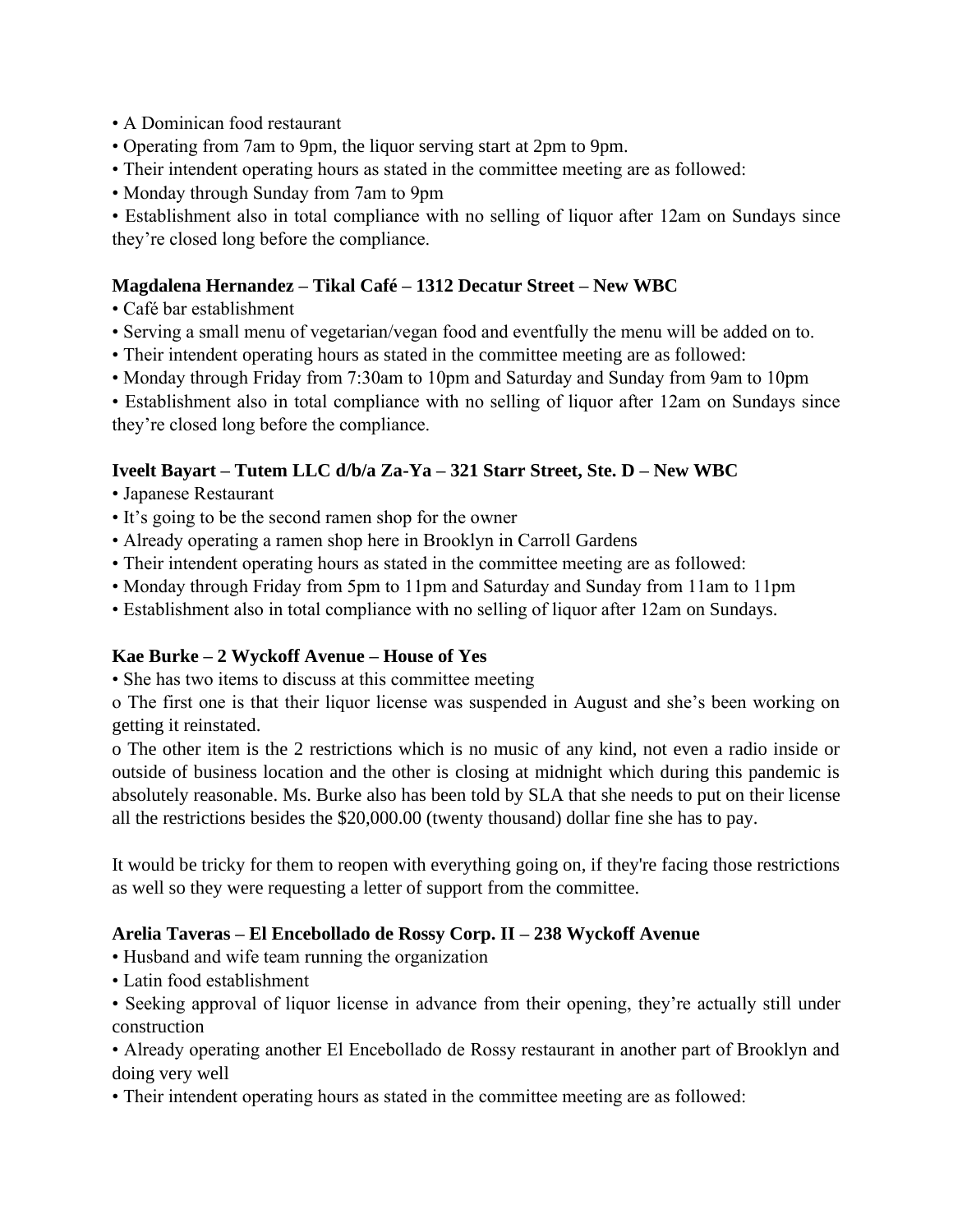- A Dominican food restaurant
- Operating from 7am to 9pm, the liquor serving start at 2pm to 9pm.
- Their intendent operating hours as stated in the committee meeting are as followed:
- Monday through Sunday from 7am to 9pm
- Establishment also in total compliance with no selling of liquor after 12am on Sundays since they're closed long before the compliance.

**Magdalena Hernandez – Tikal Café – 1312 Decatur Street – New WBC**

- Café bar establishment
- Serving a small menu of vegetarian/vegan food and eventfully the menu will be added on to.
- Their intendent operating hours as stated in the committee meeting are as followed:
- Monday through Friday from 7:30am to 10pm and Saturday and Sunday from 9am to 10pm
- Establishment also in total compliance with no selling of liquor after 12am on Sundays since they're closed long before the compliance.

**Iveelt Bayart – Tutem LLC d/b/a Za-Ya – 321 Starr Street, Ste. D – New WBC**

- Japanese Restaurant
- It's going to be the second ramen shop for the owner
- Already operating a ramen shop here in Brooklyn in Carroll Gardens
- Their intendent operating hours as stated in the committee meeting are as followed:
- Monday through Friday from 5pm to 11pm and Saturday and Sunday from 11am to 11pm
- Establishment also in total compliance with no selling of liquor after 12am on Sundays.

**Kae Burke – 2 Wyckoff Avenue – House of Yes**

- She has two items to discuss at this committee meeting
    - The first one is that their liquor license was suspended in August and she's been working on getting it reinstated.
    - The other item is the 2 restrictions which is no music of any kind, not even a radio inside or outside of business location and the other is closing at midnight which during this pandemic is absolutely reasonable. Ms. Burke also has been told by SLA that she needs to put on their license all the restrictions besides the $20,000.00 (twenty thousand) dollar fine she has to pay.

It would be tricky for them to reopen with everything going on, if they're facing those restrictions as well so they were requesting a letter of support from the committee.

**Arelia Taveras – El Encebollado de Rossy Corp. II – 238 Wyckoff Avenue**

- Husband and wife team running the organization
- Latin food establishment
- Seeking approval of liquor license in advance from their opening, they're actually still under construction
- Already operating another El Encebollado de Rossy restaurant in another part of Brooklyn and doing very well
- Their intendent operating hours as stated in the committee meeting are as followed: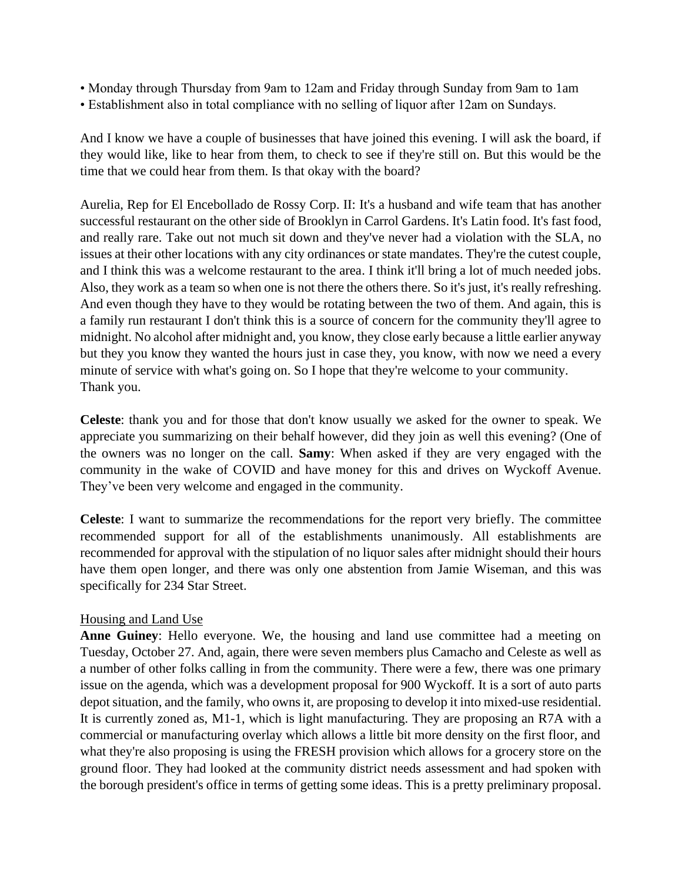• Monday through Thursday from 9am to 12am and Friday through Sunday from 9am to 1am
• Establishment also in total compliance with no selling of liquor after 12am on Sundays.

And I know we have a couple of businesses that have joined this evening. I will ask the board, if they would like, like to hear from them, to check to see if they're still on. But this would be the time that we could hear from them. Is that okay with the board?

Aurelia, Rep for El Encebollado de Rossy Corp. II: It's a husband and wife team that has another successful restaurant on the other side of Brooklyn in Carrol Gardens. It's Latin food. It's fast food, and really rare. Take out not much sit down and they've never had a violation with the SLA, no issues at their other locations with any city ordinances or state mandates. They're the cutest couple, and I think this was a welcome restaurant to the area. I think it'll bring a lot of much needed jobs. Also, they work as a team so when one is not there the others there. So it's just, it's really refreshing. And even though they have to they would be rotating between the two of them. And again, this is a family run restaurant I don't think this is a source of concern for the community they'll agree to midnight. No alcohol after midnight and, you know, they close early because a little earlier anyway but they you know they wanted the hours just in case they, you know, with now we need a every minute of service with what's going on. So I hope that they're welcome to your community. Thank you.

**Celeste**: thank you and for those that don't know usually we asked for the owner to speak. We appreciate you summarizing on their behalf however, did they join as well this evening? (One of the owners was no longer on the call. **Samy**: When asked if they are very engaged with the community in the wake of COVID and have money for this and drives on Wyckoff Avenue. They've been very welcome and engaged in the community.

**Celeste**: I want to summarize the recommendations for the report very briefly. The committee recommended support for all of the establishments unanimously. All establishments are recommended for approval with the stipulation of no liquor sales after midnight should their hours have them open longer, and there was only one abstention from Jamie Wiseman, and this was specifically for 234 Star Street.

<u>Housing and Land Use</u>

**Anne Guiney**: Hello everyone. We, the housing and land use committee had a meeting on Tuesday, October 27. And, again, there were seven members plus Camacho and Celeste as well as a number of other folks calling in from the community. There were a few, there was one primary issue on the agenda, which was a development proposal for 900 Wyckoff. It is a sort of auto parts depot situation, and the family, who owns it, are proposing to develop it into mixed-use residential. It is currently zoned as, M1-1, which is light manufacturing. They are proposing an R7A with a commercial or manufacturing overlay which allows a little bit more density on the first floor, and what they're also proposing is using the FRESH provision which allows for a grocery store on the ground floor. They had looked at the community district needs assessment and had spoken with the borough president's office in terms of getting some ideas. This is a pretty preliminary proposal.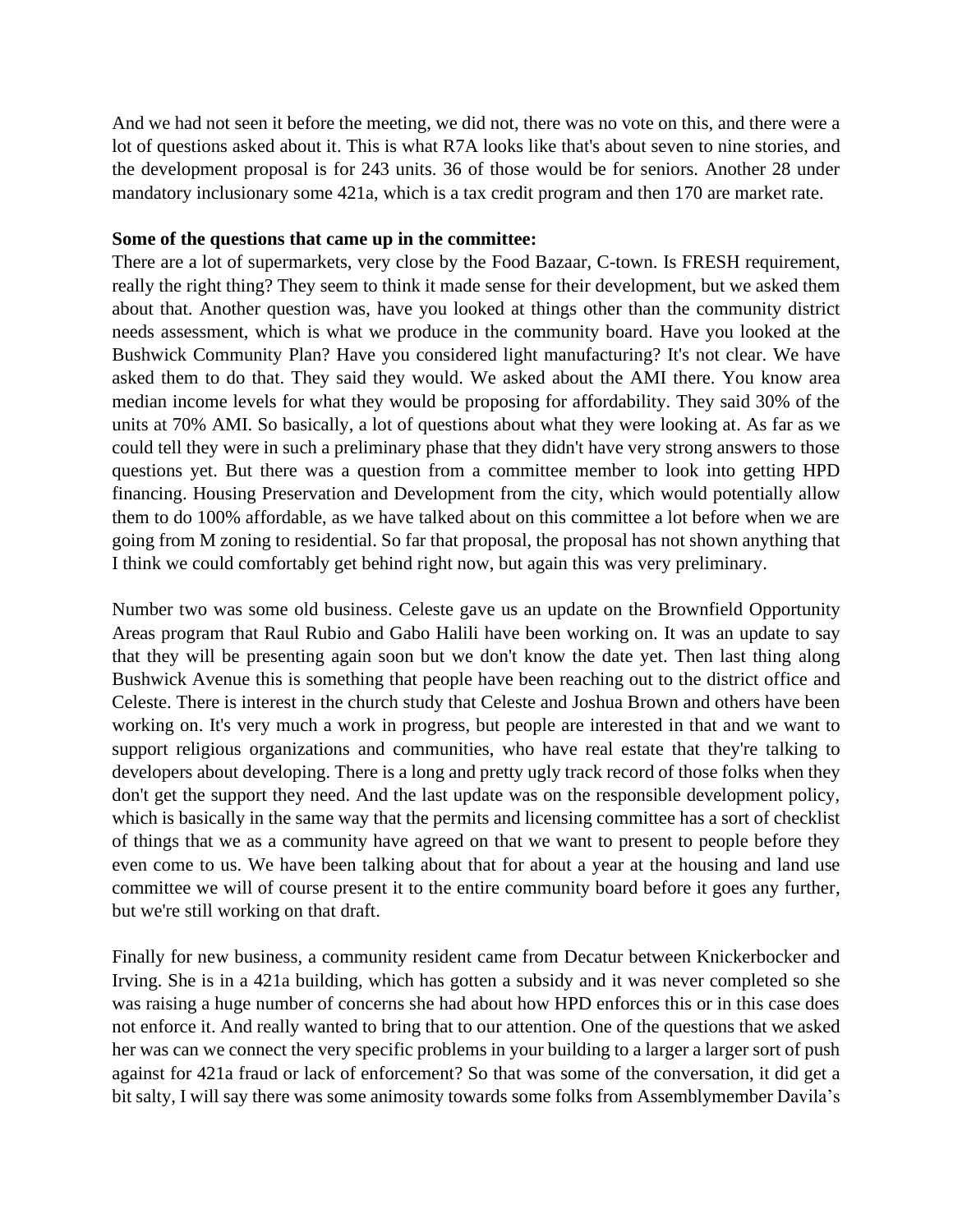And we had not seen it before the meeting, we did not, there was no vote on this, and there were a lot of questions asked about it. This is what R7A looks like that's about seven to nine stories, and the development proposal is for 243 units. 36 of those would be for seniors. Another 28 under mandatory inclusionary some 421a, which is a tax credit program and then 170 are market rate.

**Some of the questions that came up in the committee:**
There are a lot of supermarkets, very close by the Food Bazaar, C-town. Is FRESH requirement, really the right thing? They seem to think it made sense for their development, but we asked them about that. Another question was, have you looked at things other than the community district needs assessment, which is what we produce in the community board. Have you looked at the Bushwick Community Plan? Have you considered light manufacturing? It's not clear. We have asked them to do that. They said they would. We asked about the AMI there. You know area median income levels for what they would be proposing for affordability. They said 30% of the units at 70% AMI. So basically, a lot of questions about what they were looking at. As far as we could tell they were in such a preliminary phase that they didn't have very strong answers to those questions yet. But there was a question from a committee member to look into getting HPD financing. Housing Preservation and Development from the city, which would potentially allow them to do 100% affordable, as we have talked about on this committee a lot before when we are going from M zoning to residential. So far that proposal, the proposal has not shown anything that I think we could comfortably get behind right now, but again this was very preliminary.

Number two was some old business. Celeste gave us an update on the Brownfield Opportunity Areas program that Raul Rubio and Gabo Halili have been working on. It was an update to say that they will be presenting again soon but we don't know the date yet. Then last thing along Bushwick Avenue this is something that people have been reaching out to the district office and Celeste. There is interest in the church study that Celeste and Joshua Brown and others have been working on. It's very much a work in progress, but people are interested in that and we want to support religious organizations and communities, who have real estate that they're talking to developers about developing. There is a long and pretty ugly track record of those folks when they don't get the support they need. And the last update was on the responsible development policy, which is basically in the same way that the permits and licensing committee has a sort of checklist of things that we as a community have agreed on that we want to present to people before they even come to us. We have been talking about that for about a year at the housing and land use committee we will of course present it to the entire community board before it goes any further, but we're still working on that draft.

Finally for new business, a community resident came from Decatur between Knickerbocker and Irving. She is in a 421a building, which has gotten a subsidy and it was never completed so she was raising a huge number of concerns she had about how HPD enforces this or in this case does not enforce it. And really wanted to bring that to our attention. One of the questions that we asked her was can we connect the very specific problems in your building to a larger a larger sort of push against for 421a fraud or lack of enforcement? So that was some of the conversation, it did get a bit salty, I will say there was some animosity towards some folks from Assemblymember Davila's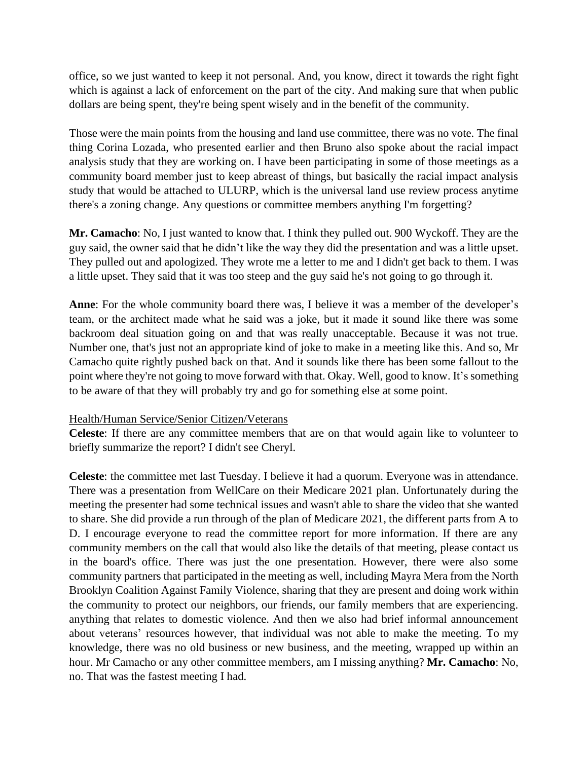office, so we just wanted to keep it not personal. And, you know, direct it towards the right fight which is against a lack of enforcement on the part of the city. And making sure that when public dollars are being spent, they're being spent wisely and in the benefit of the community.

Those were the main points from the housing and land use committee, there was no vote. The final thing Corina Lozada, who presented earlier and then Bruno also spoke about the racial impact analysis study that they are working on. I have been participating in some of those meetings as a community board member just to keep abreast of things, but basically the racial impact analysis study that would be attached to ULURP, which is the universal land use review process anytime there's a zoning change. Any questions or committee members anything I'm forgetting?

**Mr. Camacho**: No, I just wanted to know that. I think they pulled out. 900 Wyckoff. They are the guy said, the owner said that he didn't like the way they did the presentation and was a little upset. They pulled out and apologized. They wrote me a letter to me and I didn't get back to them. I was a little upset. They said that it was too steep and the guy said he's not going to go through it.

**Anne**: For the whole community board there was, I believe it was a member of the developer's team, or the architect made what he said was a joke, but it made it sound like there was some backroom deal situation going on and that was really unacceptable. Because it was not true. Number one, that's just not an appropriate kind of joke to make in a meeting like this. And so, Mr Camacho quite rightly pushed back on that. And it sounds like there has been some fallout to the point where they're not going to move forward with that. Okay. Well, good to know. It's something to be aware of that they will probably try and go for something else at some point.

<u>Health/Human Service/Senior Citizen/Veterans</u>

**Celeste**: If there are any committee members that are on that would again like to volunteer to briefly summarize the report? I didn't see Cheryl.

**Celeste**: the committee met last Tuesday. I believe it had a quorum. Everyone was in attendance. There was a presentation from WellCare on their Medicare 2021 plan. Unfortunately during the meeting the presenter had some technical issues and wasn't able to share the video that she wanted to share. She did provide a run through of the plan of Medicare 2021, the different parts from A to D. I encourage everyone to read the committee report for more information. If there are any community members on the call that would also like the details of that meeting, please contact us in the board's office. There was just the one presentation. However, there were also some community partners that participated in the meeting as well, including Mayra Mera from the North Brooklyn Coalition Against Family Violence, sharing that they are present and doing work within the community to protect our neighbors, our friends, our family members that are experiencing. anything that relates to domestic violence. And then we also had brief informal announcement about veterans' resources however, that individual was not able to make the meeting. To my knowledge, there was no old business or new business, and the meeting, wrapped up within an hour. Mr Camacho or any other committee members, am I missing anything? **Mr. Camacho**: No, no. That was the fastest meeting I had.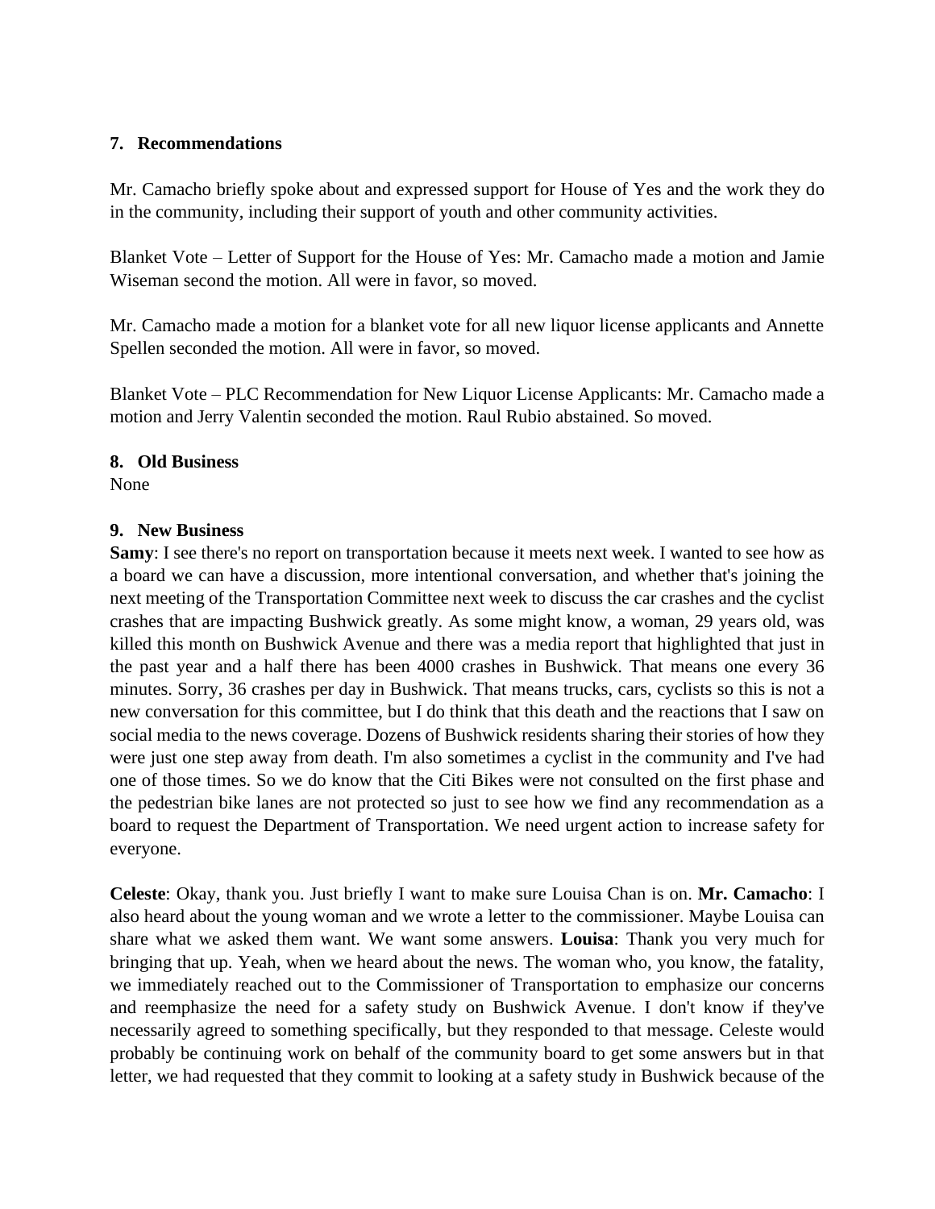**7. Recommendations**

Mr. Camacho briefly spoke about and expressed support for House of Yes and the work they do in the community, including their support of youth and other community activities.

Blanket Vote – Letter of Support for the House of Yes: Mr. Camacho made a motion and Jamie Wiseman second the motion. All were in favor, so moved.

Mr. Camacho made a motion for a blanket vote for all new liquor license applicants and Annette Spellen seconded the motion. All were in favor, so moved.

Blanket Vote – PLC Recommendation for New Liquor License Applicants: Mr. Camacho made a motion and Jerry Valentin seconded the motion. Raul Rubio abstained. So moved.

**8. Old Business**
None

**9. New Business**
**Samy**: I see there's no report on transportation because it meets next week. I wanted to see how as a board we can have a discussion, more intentional conversation, and whether that's joining the next meeting of the Transportation Committee next week to discuss the car crashes and the cyclist crashes that are impacting Bushwick greatly. As some might know, a woman, 29 years old, was killed this month on Bushwick Avenue and there was a media report that highlighted that just in the past year and a half there has been 4000 crashes in Bushwick. That means one every 36 minutes. Sorry, 36 crashes per day in Bushwick. That means trucks, cars, cyclists so this is not a new conversation for this committee, but I do think that this death and the reactions that I saw on social media to the news coverage. Dozens of Bushwick residents sharing their stories of how they were just one step away from death. I'm also sometimes a cyclist in the community and I've had one of those times. So we do know that the Citi Bikes were not consulted on the first phase and the pedestrian bike lanes are not protected so just to see how we find any recommendation as a board to request the Department of Transportation. We need urgent action to increase safety for everyone.

**Celeste**: Okay, thank you. Just briefly I want to make sure Louisa Chan is on. **Mr. Camacho**: I also heard about the young woman and we wrote a letter to the commissioner. Maybe Louisa can share what we asked them want. We want some answers. **Louisa**: Thank you very much for bringing that up. Yeah, when we heard about the news. The woman who, you know, the fatality, we immediately reached out to the Commissioner of Transportation to emphasize our concerns and reemphasize the need for a safety study on Bushwick Avenue. I don't know if they've necessarily agreed to something specifically, but they responded to that message. Celeste would probably be continuing work on behalf of the community board to get some answers but in that letter, we had requested that they commit to looking at a safety study in Bushwick because of the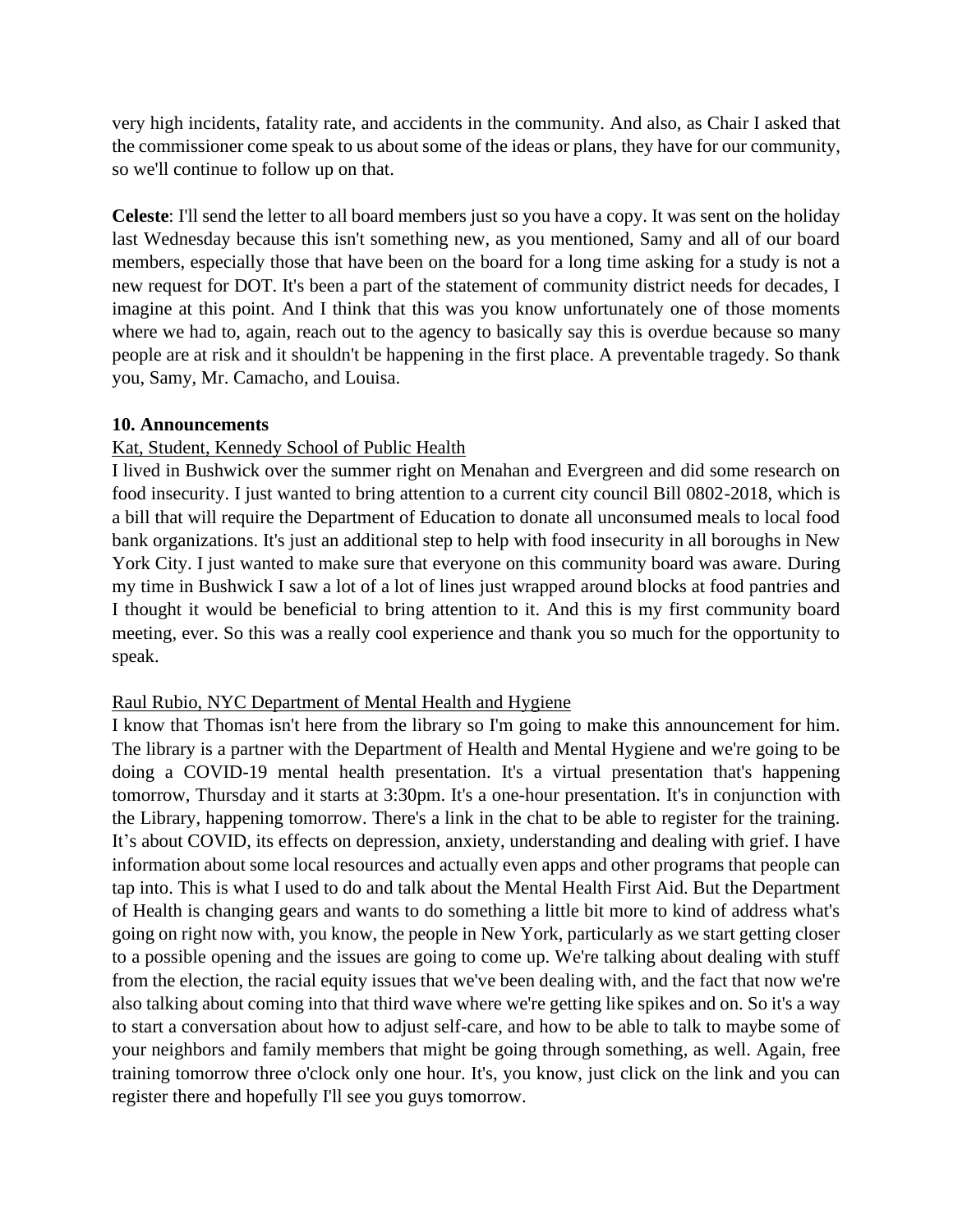very high incidents, fatality rate, and accidents in the community. And also, as Chair I asked that the commissioner come speak to us about some of the ideas or plans, they have for our community, so we'll continue to follow up on that.

**Celeste**: I'll send the letter to all board members just so you have a copy. It was sent on the holiday last Wednesday because this isn't something new, as you mentioned, Samy and all of our board members, especially those that have been on the board for a long time asking for a study is not a new request for DOT. It's been a part of the statement of community district needs for decades, I imagine at this point. And I think that this was you know unfortunately one of those moments where we had to, again, reach out to the agency to basically say this is overdue because so many people are at risk and it shouldn't be happening in the first place. A preventable tragedy. So thank you, Samy, Mr. Camacho, and Louisa.

**10. Announcements**

<u>Kat, Student, Kennedy School of Public Health</u>

I lived in Bushwick over the summer right on Menahan and Evergreen and did some research on food insecurity. I just wanted to bring attention to a current city council Bill 0802-2018, which is a bill that will require the Department of Education to donate all unconsumed meals to local food bank organizations. It's just an additional step to help with food insecurity in all boroughs in New York City. I just wanted to make sure that everyone on this community board was aware. During my time in Bushwick I saw a lot of a lot of lines just wrapped around blocks at food pantries and I thought it would be beneficial to bring attention to it. And this is my first community board meeting, ever. So this was a really cool experience and thank you so much for the opportunity to speak.

<u>Raul Rubio, NYC Department of Mental Health and Hygiene</u>

I know that Thomas isn't here from the library so I'm going to make this announcement for him. The library is a partner with the Department of Health and Mental Hygiene and we're going to be doing a COVID-19 mental health presentation. It's a virtual presentation that's happening tomorrow, Thursday and it starts at 3:30pm. It's a one-hour presentation. It's in conjunction with the Library, happening tomorrow. There's a link in the chat to be able to register for the training. It's about COVID, its effects on depression, anxiety, understanding and dealing with grief. I have information about some local resources and actually even apps and other programs that people can tap into. This is what I used to do and talk about the Mental Health First Aid. But the Department of Health is changing gears and wants to do something a little bit more to kind of address what's going on right now with, you know, the people in New York, particularly as we start getting closer to a possible opening and the issues are going to come up. We're talking about dealing with stuff from the election, the racial equity issues that we've been dealing with, and the fact that now we're also talking about coming into that third wave where we're getting like spikes and on. So it's a way to start a conversation about how to adjust self-care, and how to be able to talk to maybe some of your neighbors and family members that might be going through something, as well. Again, free training tomorrow three o'clock only one hour. It's, you know, just click on the link and you can register there and hopefully I'll see you guys tomorrow.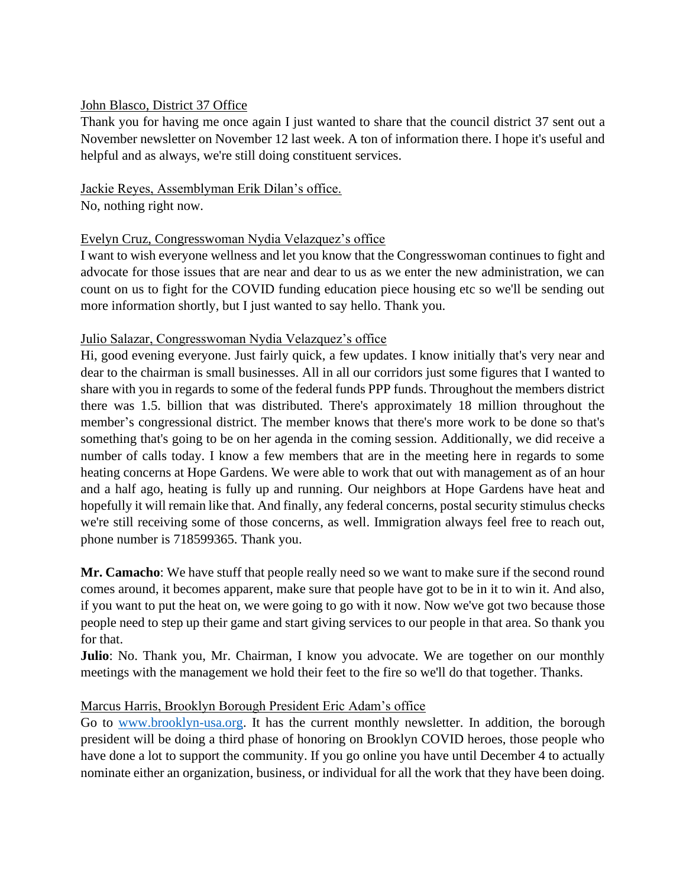John Blasco, District 37 Office

Thank you for having me once again I just wanted to share that the council district 37 sent out a November newsletter on November 12 last week. A ton of information there. I hope it's useful and helpful and as always, we're still doing constituent services.

Jackie Reyes, Assemblyman Erik Dilan's office.

No, nothing right now.

Evelyn Cruz, Congresswoman Nydia Velazquez's office

I want to wish everyone wellness and let you know that the Congresswoman continues to fight and advocate for those issues that are near and dear to us as we enter the new administration, we can count on us to fight for the COVID funding education piece housing etc so we'll be sending out more information shortly, but I just wanted to say hello. Thank you.

Julio Salazar, Congresswoman Nydia Velazquez's office

Hi, good evening everyone. Just fairly quick, a few updates. I know initially that's very near and dear to the chairman is small businesses. All in all our corridors just some figures that I wanted to share with you in regards to some of the federal funds PPP funds. Throughout the members district there was 1.5. billion that was distributed. There's approximately 18 million throughout the member's congressional district. The member knows that there's more work to be done so that's something that's going to be on her agenda in the coming session. Additionally, we did receive a number of calls today. I know a few members that are in the meeting here in regards to some heating concerns at Hope Gardens. We were able to work that out with management as of an hour and a half ago, heating is fully up and running. Our neighbors at Hope Gardens have heat and hopefully it will remain like that. And finally, any federal concerns, postal security stimulus checks we're still receiving some of those concerns, as well. Immigration always feel free to reach out, phone number is 718599365. Thank you.

**Mr. Camacho**: We have stuff that people really need so we want to make sure if the second round comes around, it becomes apparent, make sure that people have got to be in it to win it. And also, if you want to put the heat on, we were going to go with it now. Now we've got two because those people need to step up their game and start giving services to our people in that area. So thank you for that.

**Julio**: No. Thank you, Mr. Chairman, I know you advocate. We are together on our monthly meetings with the management we hold their feet to the fire so we'll do that together. Thanks.

Marcus Harris, Brooklyn Borough President Eric Adam's office

Go to www.brooklyn-usa.org. It has the current monthly newsletter. In addition, the borough president will be doing a third phase of honoring on Brooklyn COVID heroes, those people who have done a lot to support the community. If you go online you have until December 4 to actually nominate either an organization, business, or individual for all the work that they have been doing.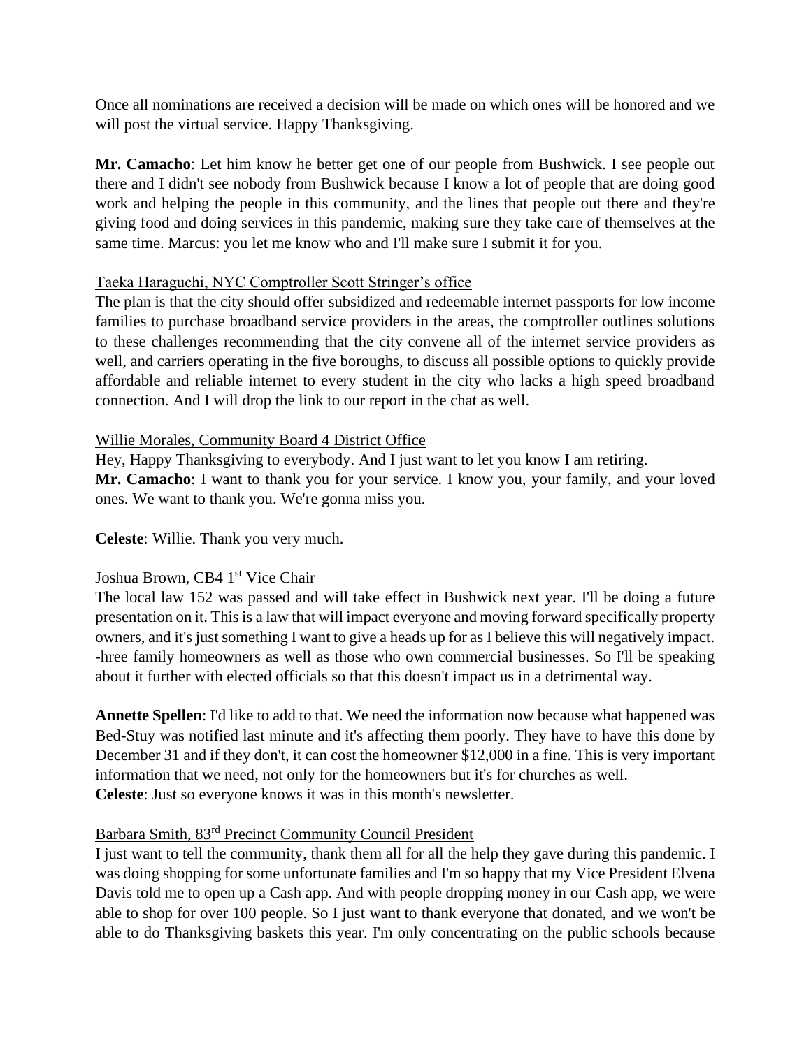Once all nominations are received a decision will be made on which ones will be honored and we will post the virtual service. Happy Thanksgiving.

**Mr. Camacho**: Let him know he better get one of our people from Bushwick. I see people out there and I didn't see nobody from Bushwick because I know a lot of people that are doing good work and helping the people in this community, and the lines that people out there and they're giving food and doing services in this pandemic, making sure they take care of themselves at the same time. Marcus: you let me know who and I'll make sure I submit it for you.

<u>Taeka Haraguchi, NYC Comptroller Scott Stringer's office</u>

The plan is that the city should offer subsidized and redeemable internet passports for low income families to purchase broadband service providers in the areas, the comptroller outlines solutions to these challenges recommending that the city convene all of the internet service providers as well, and carriers operating in the five boroughs, to discuss all possible options to quickly provide affordable and reliable internet to every student in the city who lacks a high speed broadband connection. And I will drop the link to our report in the chat as well.

<u>Willie Morales, Community Board 4 District Office</u>

Hey, Happy Thanksgiving to everybody. And I just want to let you know I am retiring.

**Mr. Camacho**: I want to thank you for your service. I know you, your family, and your loved ones. We want to thank you. We're gonna miss you.

**Celeste**: Willie. Thank you very much.

<u>Joshua Brown, CB4 1st Vice Chair</u>

The local law 152 was passed and will take effect in Bushwick next year. I'll be doing a future presentation on it. This is a law that will impact everyone and moving forward specifically property owners, and it's just something I want to give a heads up for as I believe this will negatively impact. -hree family homeowners as well as those who own commercial businesses. So I'll be speaking about it further with elected officials so that this doesn't impact us in a detrimental way.

**Annette Spellen**: I'd like to add to that. We need the information now because what happened was Bed-Stuy was notified last minute and it's affecting them poorly. They have to have this done by December 31 and if they don't, it can cost the homeowner $12,000 in a fine. This is very important information that we need, not only for the homeowners but it's for churches as well.

**Celeste**: Just so everyone knows it was in this month's newsletter.

<u>Barbara Smith, 83rd Precinct Community Council President</u>

I just want to tell the community, thank them all for all the help they gave during this pandemic. I was doing shopping for some unfortunate families and I'm so happy that my Vice President Elvena Davis told me to open up a Cash app. And with people dropping money in our Cash app, we were able to shop for over 100 people. So I just want to thank everyone that donated, and we won't be able to do Thanksgiving baskets this year. I'm only concentrating on the public schools because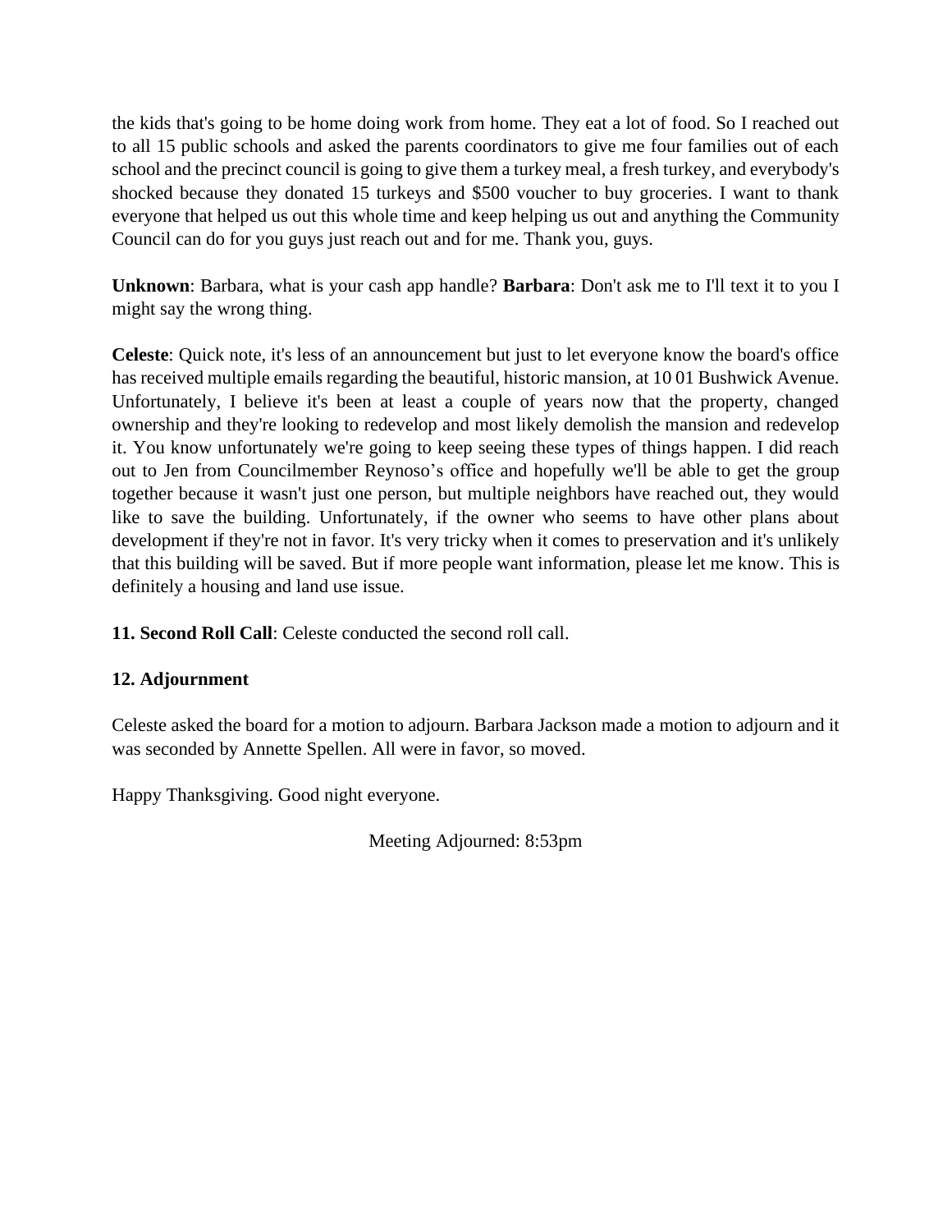the kids that's going to be home doing work from home. They eat a lot of food. So I reached out to all 15 public schools and asked the parents coordinators to give me four families out of each school and the precinct council is going to give them a turkey meal, a fresh turkey, and everybody's shocked because they donated 15 turkeys and $500 voucher to buy groceries. I want to thank everyone that helped us out this whole time and keep helping us out and anything the Community Council can do for you guys just reach out and for me. Thank you, guys.

**Unknown**: Barbara, what is your cash app handle? **Barbara**: Don't ask me to I'll text it to you I might say the wrong thing.

**Celeste**: Quick note, it's less of an announcement but just to let everyone know the board's office has received multiple emails regarding the beautiful, historic mansion, at 10 01 Bushwick Avenue. Unfortunately, I believe it's been at least a couple of years now that the property, changed ownership and they're looking to redevelop and most likely demolish the mansion and redevelop it. You know unfortunately we're going to keep seeing these types of things happen. I did reach out to Jen from Councilmember Reynoso's office and hopefully we'll be able to get the group together because it wasn't just one person, but multiple neighbors have reached out, they would like to save the building. Unfortunately, if the owner who seems to have other plans about development if they're not in favor. It's very tricky when it comes to preservation and it's unlikely that this building will be saved. But if more people want information, please let me know. This is definitely a housing and land use issue.

**11. Second Roll Call**: Celeste conducted the second roll call.

**12. Adjournment**

Celeste asked the board for a motion to adjourn. Barbara Jackson made a motion to adjourn and it was seconded by Annette Spellen. All were in favor, so moved.

Happy Thanksgiving. Good night everyone.

Meeting Adjourned: 8:53pm